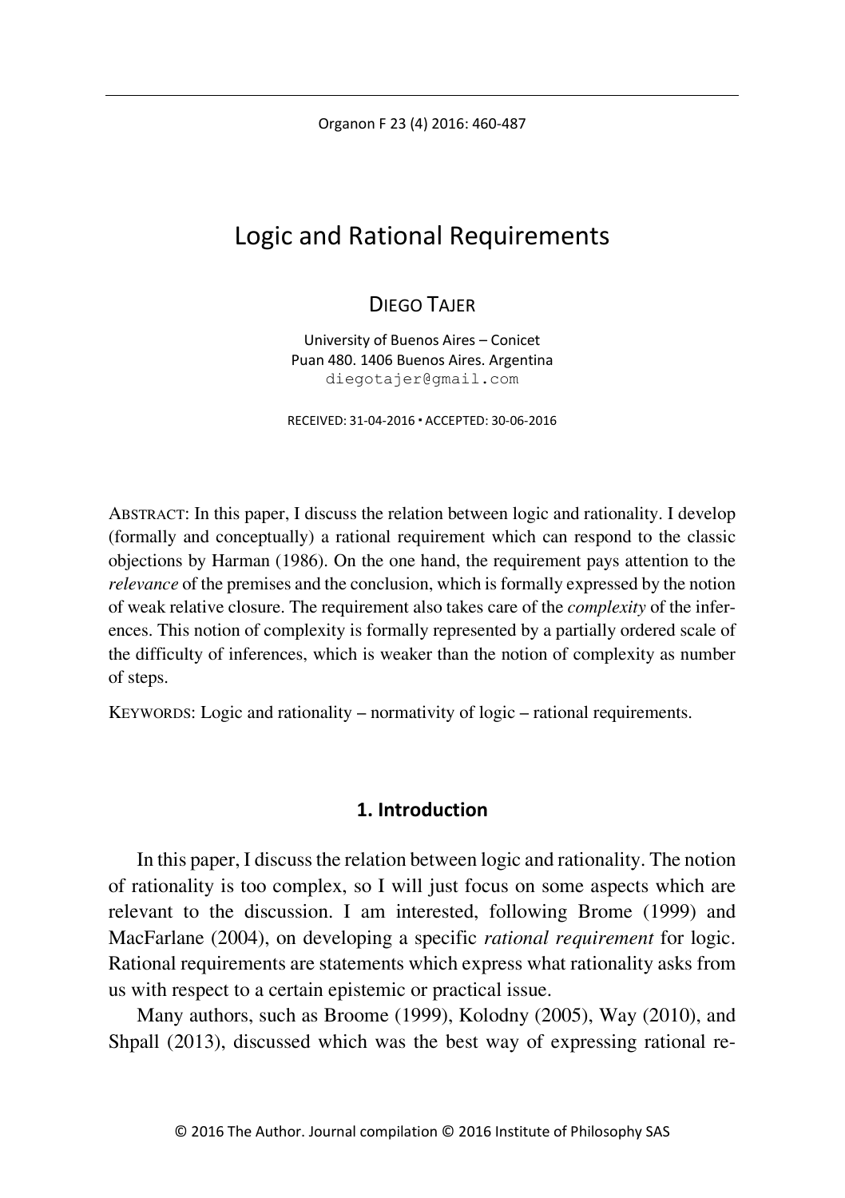# Logic and Rational Requirements

DIEGO TAJER

University of Buenos Aires – Conicet
Puan 480. 1406 Buenos Aires. Argentina
diegotajer@gmail.com

RECEIVED: 31-04-2016 ▪ ACCEPTED: 30-06-2016

ABSTRACT: In this paper, I discuss the relation between logic and rationality. I develop (formally and conceptually) a rational requirement which can respond to the classic objections by Harman (1986). On the one hand, the requirement pays attention to the *relevance* of the premises and the conclusion, which is formally expressed by the notion of weak relative closure. The requirement also takes care of the *complexity* of the inferences. This notion of complexity is formally represented by a partially ordered scale of the difficulty of inferences, which is weaker than the notion of complexity as number of steps.

KEYWORDS: Logic and rationality – normativity of logic – rational requirements.

## 1. Introduction

In this paper, I discuss the relation between logic and rationality. The notion of rationality is too complex, so I will just focus on some aspects which are relevant to the discussion. I am interested, following Brome (1999) and MacFarlane (2004), on developing a specific *rational requirement* for logic. Rational requirements are statements which express what rationality asks from us with respect to a certain epistemic or practical issue.

Many authors, such as Broome (1999), Kolodny (2005), Way (2010), and Shpall (2013), discussed which was the best way of expressing rational re-

© 2016 The Author. Journal compilation © 2016 Institute of Philosophy SAS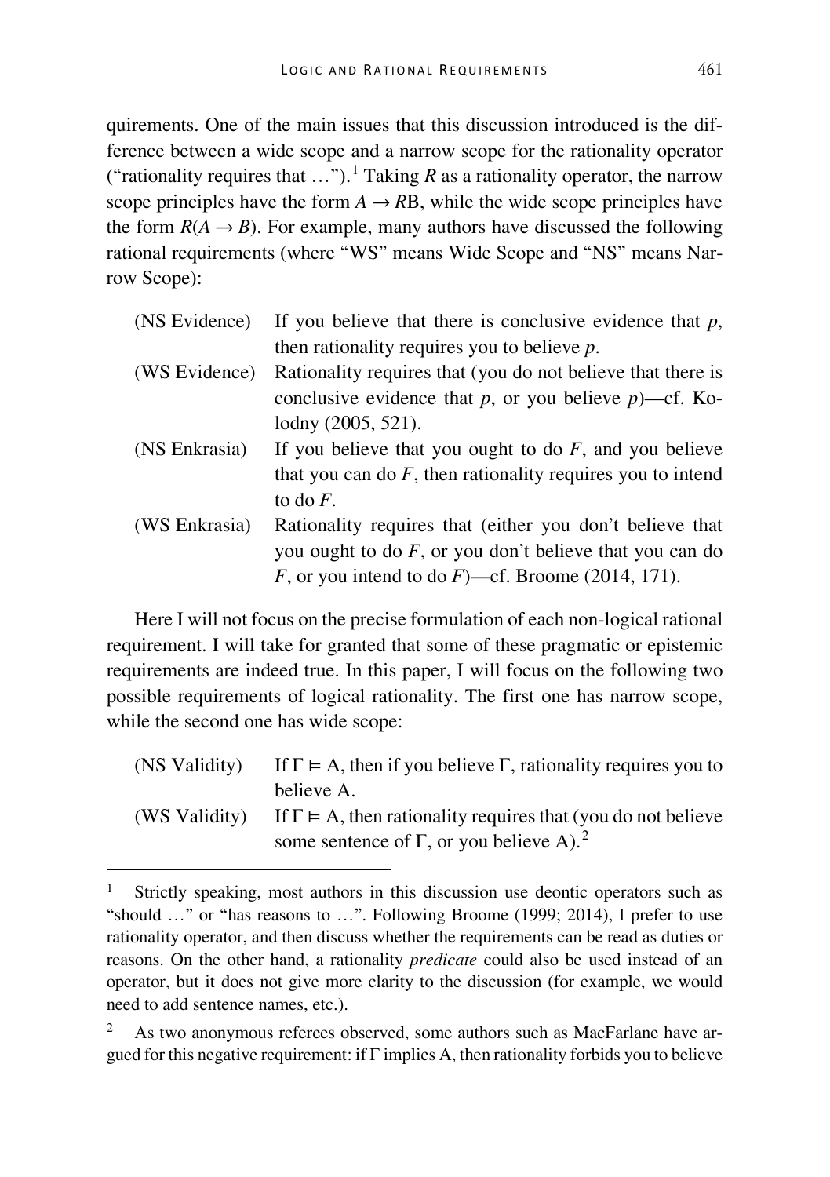quirements. One of the main issues that this discussion introduced is the difference between a wide scope and a narrow scope for the rationality operator ("rationality requires that …").[1] Taking $R$ as a rationality operator, the narrow scope principles have the form $A \rightarrow R\mathrm{B}$, while the wide scope principles have the form $R(A \rightarrow B)$. For example, many authors have discussed the following rational requirements (where "WS" means Wide Scope and "NS" means Narrow Scope):

| | |
|---|---|
| (NS Evidence) | If you believe that there is conclusive evidence that *p*, then rationality requires you to believe *p*. |
| (WS Evidence) | Rationality requires that (you do not believe that there is conclusive evidence that *p*, or you believe *p*)—cf. Kolodny (2005, 521). |
| (NS Enkrasia) | If you believe that you ought to do *F*, and you believe that you can do *F*, then rationality requires you to intend to do *F*. |
| (WS Enkrasia) | Rationality requires that (either you don't believe that you ought to do *F*, or you don't believe that you can do *F*, or you intend to do *F*)—cf. Broome (2014, 171). |

Here I will not focus on the precise formulation of each non-logical rational requirement. I will take for granted that some of these pragmatic or epistemic requirements are indeed true. In this paper, I will focus on the following two possible requirements of logical rationality. The first one has narrow scope, while the second one has wide scope:

| | |
|---|---|
| (NS Validity) | If $\Gamma \vDash \mathrm{A}$, then if you believe $\Gamma$, rationality requires you to believe A. |
| (WS Validity) | If $\Gamma \vDash \mathrm{A}$, then rationality requires that (you do not believe some sentence of $\Gamma$, or you believe A).[2] |

---

[1] Strictly speaking, most authors in this discussion use deontic operators such as "should …" or "has reasons to …". Following Broome (1999; 2014), I prefer to use rationality operator, and then discuss whether the requirements can be read as duties or reasons. On the other hand, a rationality *predicate* could also be used instead of an operator, but it does not give more clarity to the discussion (for example, we would need to add sentence names, etc.).

[2] As two anonymous referees observed, some authors such as MacFarlane have argued for this negative requirement: if $\Gamma$ implies A, then rationality forbids you to believe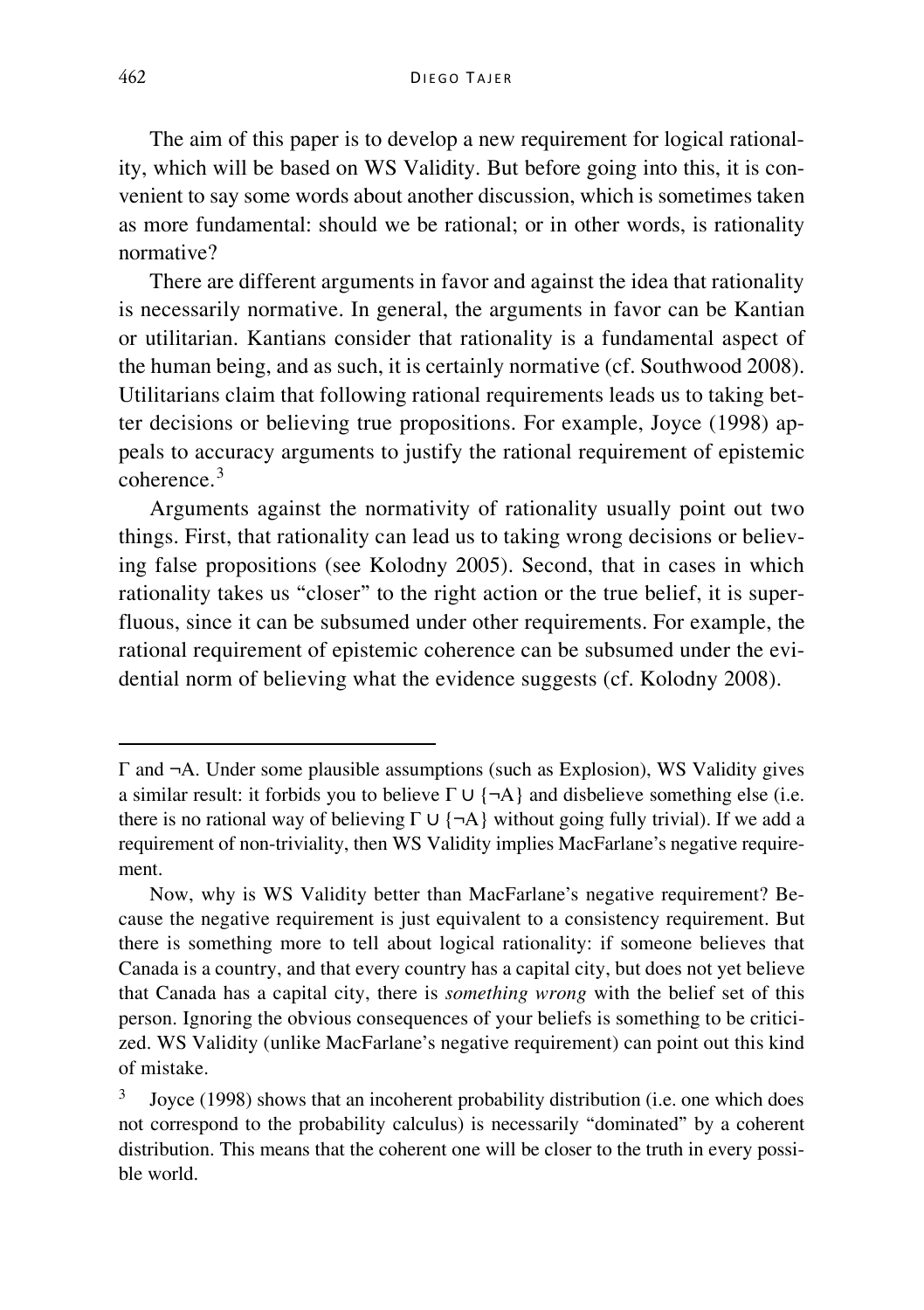The aim of this paper is to develop a new requirement for logical rationality, which will be based on WS Validity. But before going into this, it is convenient to say some words about another discussion, which is sometimes taken as more fundamental: should we be rational; or in other words, is rationality normative?

There are different arguments in favor and against the idea that rationality is necessarily normative. In general, the arguments in favor can be Kantian or utilitarian. Kantians consider that rationality is a fundamental aspect of the human being, and as such, it is certainly normative (cf. Southwood 2008). Utilitarians claim that following rational requirements leads us to taking better decisions or believing true propositions. For example, Joyce (1998) appeals to accuracy arguments to justify the rational requirement of epistemic coherence.[3]

Arguments against the normativity of rationality usually point out two things. First, that rationality can lead us to taking wrong decisions or believing false propositions (see Kolodny 2005). Second, that in cases in which rationality takes us "closer" to the right action or the true belief, it is superfluous, since it can be subsumed under other requirements. For example, the rational requirement of epistemic coherence can be subsumed under the evidential norm of believing what the evidence suggests (cf. Kolodny 2008).

---

$\Gamma$ and $\neg A$. Under some plausible assumptions (such as Explosion), WS Validity gives a similar result: it forbids you to believe $\Gamma \cup \{\neg A\}$ and disbelieve something else (i.e. there is no rational way of believing $\Gamma \cup \{\neg A\}$ without going fully trivial). If we add a requirement of non-triviality, then WS Validity implies MacFarlane's negative requirement.

Now, why is WS Validity better than MacFarlane's negative requirement? Because the negative requirement is just equivalent to a consistency requirement. But there is something more to tell about logical rationality: if someone believes that Canada is a country, and that every country has a capital city, but does not yet believe that Canada has a capital city, there is *something wrong* with the belief set of this person. Ignoring the obvious consequences of your beliefs is something to be criticized. WS Validity (unlike MacFarlane's negative requirement) can point out this kind of mistake.

[3] Joyce (1998) shows that an incoherent probability distribution (i.e. one which does not correspond to the probability calculus) is necessarily "dominated" by a coherent distribution. This means that the coherent one will be closer to the truth in every possible world.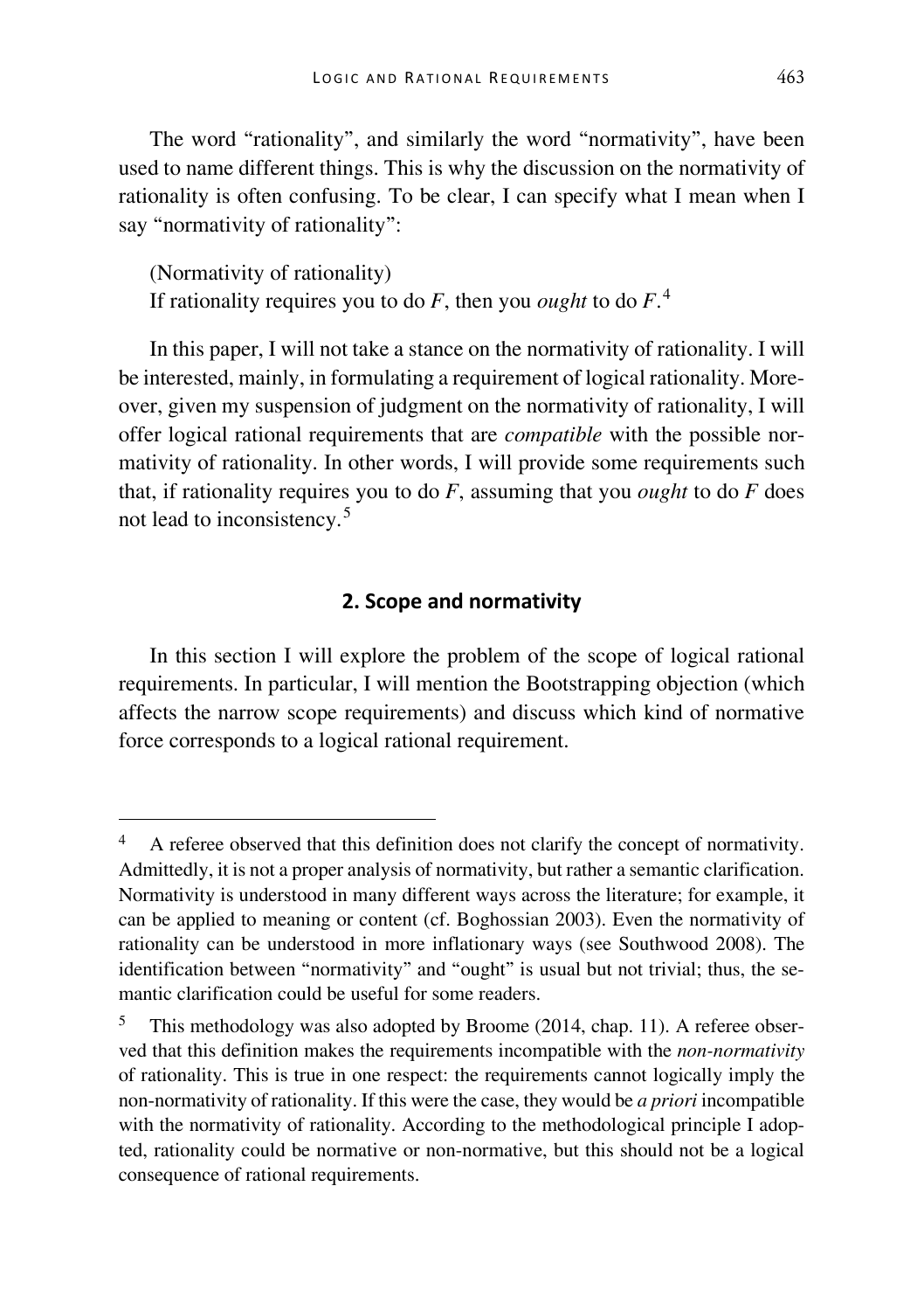The word "rationality", and similarly the word "normativity", have been used to name different things. This is why the discussion on the normativity of rationality is often confusing. To be clear, I can specify what I mean when I say "normativity of rationality":

(Normativity of rationality)
If rationality requires you to do *F*, then you *ought* to do *F*.[4]

In this paper, I will not take a stance on the normativity of rationality. I will be interested, mainly, in formulating a requirement of logical rationality. Moreover, given my suspension of judgment on the normativity of rationality, I will offer logical rational requirements that are *compatible* with the possible normativity of rationality. In other words, I will provide some requirements such that, if rationality requires you to do *F*, assuming that you *ought* to do *F* does not lead to inconsistency.[5]

## 2. Scope and normativity

In this section I will explore the problem of the scope of logical rational requirements. In particular, I will mention the Bootstrapping objection (which affects the narrow scope requirements) and discuss which kind of normative force corresponds to a logical rational requirement.

---

[4] A referee observed that this definition does not clarify the concept of normativity. Admittedly, it is not a proper analysis of normativity, but rather a semantic clarification. Normativity is understood in many different ways across the literature; for example, it can be applied to meaning or content (cf. Boghossian 2003). Even the normativity of rationality can be understood in more inflationary ways (see Southwood 2008). The identification between "normativity" and "ought" is usual but not trivial; thus, the semantic clarification could be useful for some readers.

[5] This methodology was also adopted by Broome (2014, chap. 11). A referee observed that this definition makes the requirements incompatible with the *non-normativity* of rationality. This is true in one respect: the requirements cannot logically imply the non-normativity of rationality. If this were the case, they would be *a priori* incompatible with the normativity of rationality. According to the methodological principle I adopted, rationality could be normative or non-normative, but this should not be a logical consequence of rational requirements.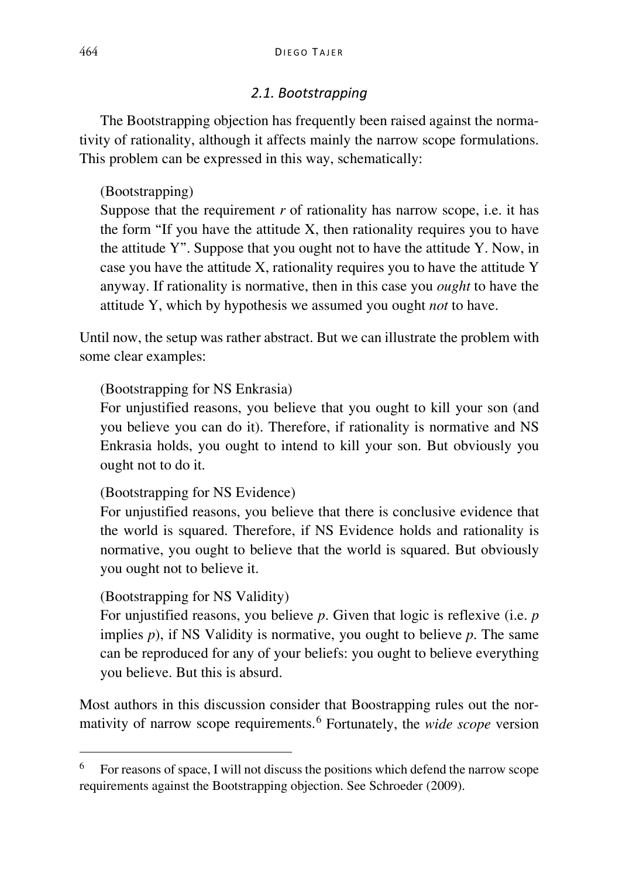### *2.1. Bootstrapping*

The Bootstrapping objection has frequently been raised against the normativity of rationality, although it affects mainly the narrow scope formulations. This problem can be expressed in this way, schematically:

> (Bootstrapping)
> Suppose that the requirement *r* of rationality has narrow scope, i.e. it has the form "If you have the attitude X, then rationality requires you to have the attitude Y". Suppose that you ought not to have the attitude Y. Now, in case you have the attitude X, rationality requires you to have the attitude Y anyway. If rationality is normative, then in this case you *ought* to have the attitude Y, which by hypothesis we assumed you ought *not* to have.

Until now, the setup was rather abstract. But we can illustrate the problem with some clear examples:

> (Bootstrapping for NS Enkrasia)
> For unjustified reasons, you believe that you ought to kill your son (and you believe you can do it). Therefore, if rationality is normative and NS Enkrasia holds, you ought to intend to kill your son. But obviously you ought not to do it.

> (Bootstrapping for NS Evidence)
> For unjustified reasons, you believe that there is conclusive evidence that the world is squared. Therefore, if NS Evidence holds and rationality is normative, you ought to believe that the world is squared. But obviously you ought not to believe it.

> (Bootstrapping for NS Validity)
> For unjustified reasons, you believe *p*. Given that logic is reflexive (i.e. *p* implies *p*), if NS Validity is normative, you ought to believe *p*. The same can be reproduced for any of your beliefs: you ought to believe everything you believe. But this is absurd.

Most authors in this discussion consider that Boostrapping rules out the normativity of narrow scope requirements.[6] Fortunately, the *wide scope* version

---

[6] For reasons of space, I will not discuss the positions which defend the narrow scope requirements against the Bootstrapping objection. See Schroeder (2009).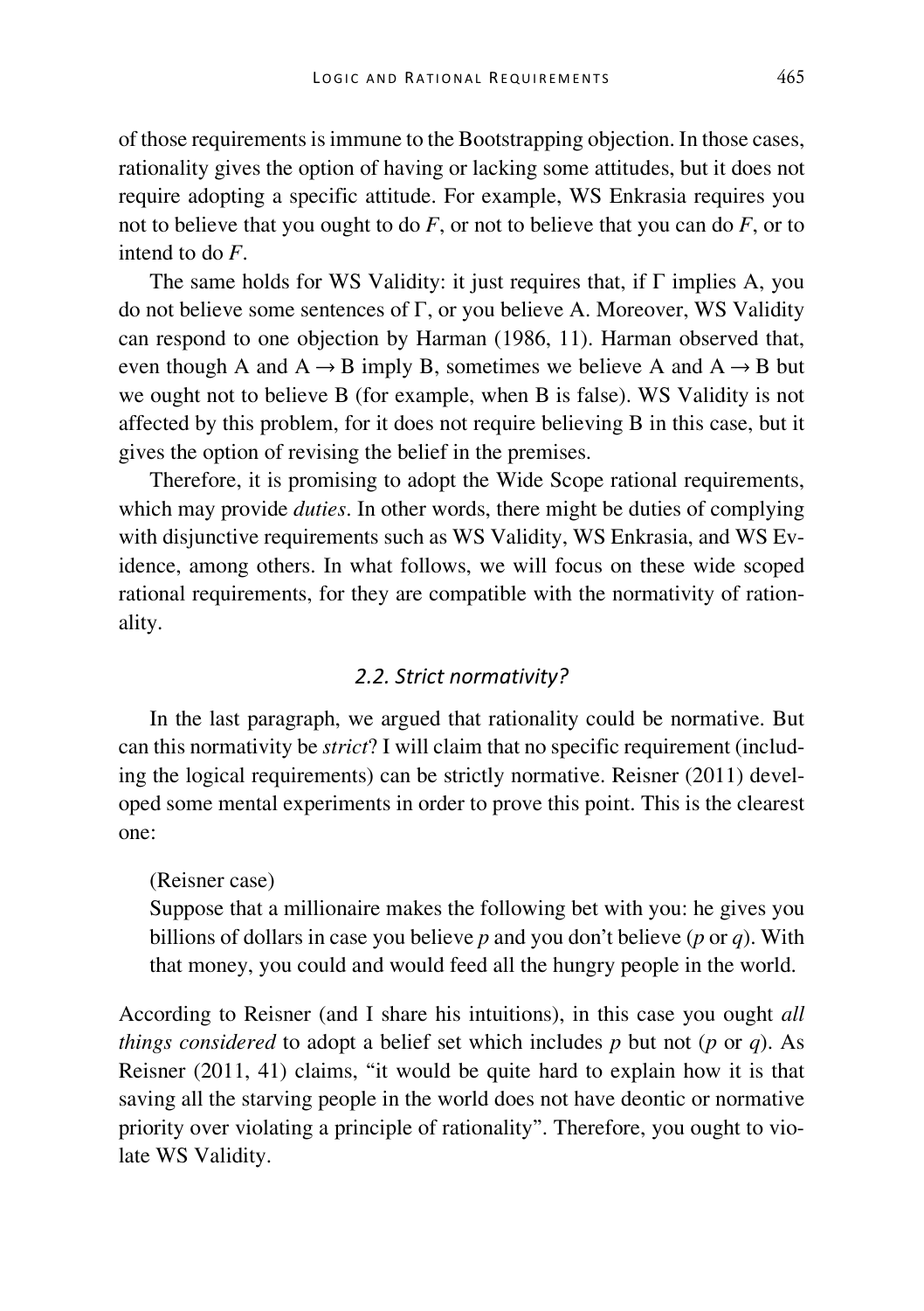of those requirements is immune to the Bootstrapping objection. In those cases, rationality gives the option of having or lacking some attitudes, but it does not require adopting a specific attitude. For example, WS Enkrasia requires you not to believe that you ought to do *F*, or not to believe that you can do *F*, or to intend to do *F*.

The same holds for WS Validity: it just requires that, if Γ implies A, you do not believe some sentences of Γ, or you believe A. Moreover, WS Validity can respond to one objection by Harman (1986, 11). Harman observed that, even though A and A → B imply B, sometimes we believe A and A → B but we ought not to believe B (for example, when B is false). WS Validity is not affected by this problem, for it does not require believing B in this case, but it gives the option of revising the belief in the premises.

Therefore, it is promising to adopt the Wide Scope rational requirements, which may provide *duties*. In other words, there might be duties of complying with disjunctive requirements such as WS Validity, WS Enkrasia, and WS Evidence, among others. In what follows, we will focus on these wide scoped rational requirements, for they are compatible with the normativity of rationality.

### *2.2. Strict normativity?*

In the last paragraph, we argued that rationality could be normative. But can this normativity be *strict*? I will claim that no specific requirement (including the logical requirements) can be strictly normative. Reisner (2011) developed some mental experiments in order to prove this point. This is the clearest one:

> (Reisner case)
> Suppose that a millionaire makes the following bet with you: he gives you billions of dollars in case you believe *p* and you don't believe (*p* or *q*). With that money, you could and would feed all the hungry people in the world.

According to Reisner (and I share his intuitions), in this case you ought *all things considered* to adopt a belief set which includes *p* but not (*p* or *q*). As Reisner (2011, 41) claims, "it would be quite hard to explain how it is that saving all the starving people in the world does not have deontic or normative priority over violating a principle of rationality". Therefore, you ought to violate WS Validity.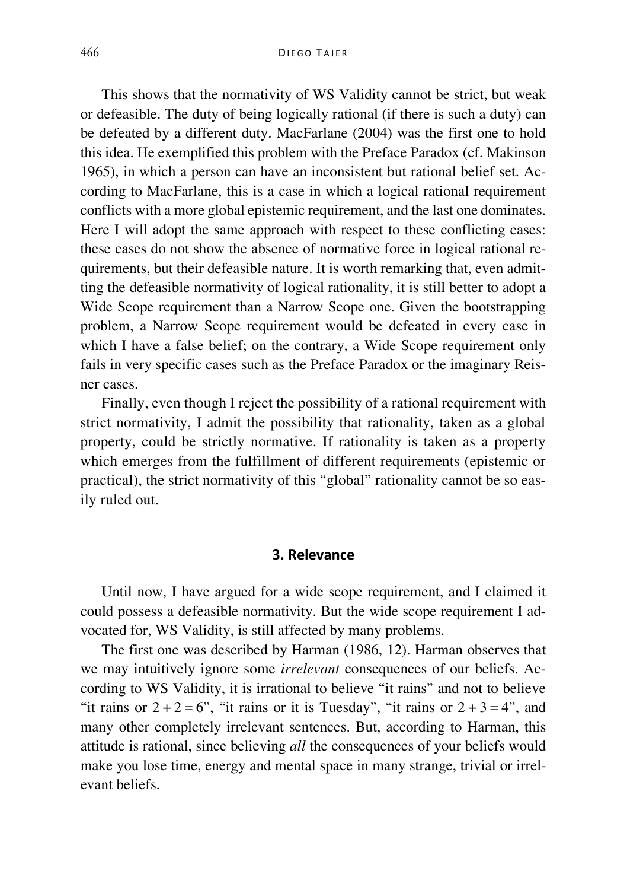This shows that the normativity of WS Validity cannot be strict, but weak or defeasible. The duty of being logically rational (if there is such a duty) can be defeated by a different duty. MacFarlane (2004) was the first one to hold this idea. He exemplified this problem with the Preface Paradox (cf. Makinson 1965), in which a person can have an inconsistent but rational belief set. According to MacFarlane, this is a case in which a logical rational requirement conflicts with a more global epistemic requirement, and the last one dominates. Here I will adopt the same approach with respect to these conflicting cases: these cases do not show the absence of normative force in logical rational requirements, but their defeasible nature. It is worth remarking that, even admitting the defeasible normativity of logical rationality, it is still better to adopt a Wide Scope requirement than a Narrow Scope one. Given the bootstrapping problem, a Narrow Scope requirement would be defeated in every case in which I have a false belief; on the contrary, a Wide Scope requirement only fails in very specific cases such as the Preface Paradox or the imaginary Reisner cases.

Finally, even though I reject the possibility of a rational requirement with strict normativity, I admit the possibility that rationality, taken as a global property, could be strictly normative. If rationality is taken as a property which emerges from the fulfillment of different requirements (epistemic or practical), the strict normativity of this "global" rationality cannot be so easily ruled out.

## 3. Relevance

Until now, I have argued for a wide scope requirement, and I claimed it could possess a defeasible normativity. But the wide scope requirement I advocated for, WS Validity, is still affected by many problems.

The first one was described by Harman (1986, 12). Harman observes that we may intuitively ignore some *irrelevant* consequences of our beliefs. According to WS Validity, it is irrational to believe "it rains" and not to believe "it rains or $2 + 2 = 6$", "it rains or it is Tuesday", "it rains or $2 + 3 = 4$", and many other completely irrelevant sentences. But, according to Harman, this attitude is rational, since believing *all* the consequences of your beliefs would make you lose time, energy and mental space in many strange, trivial or irrelevant beliefs.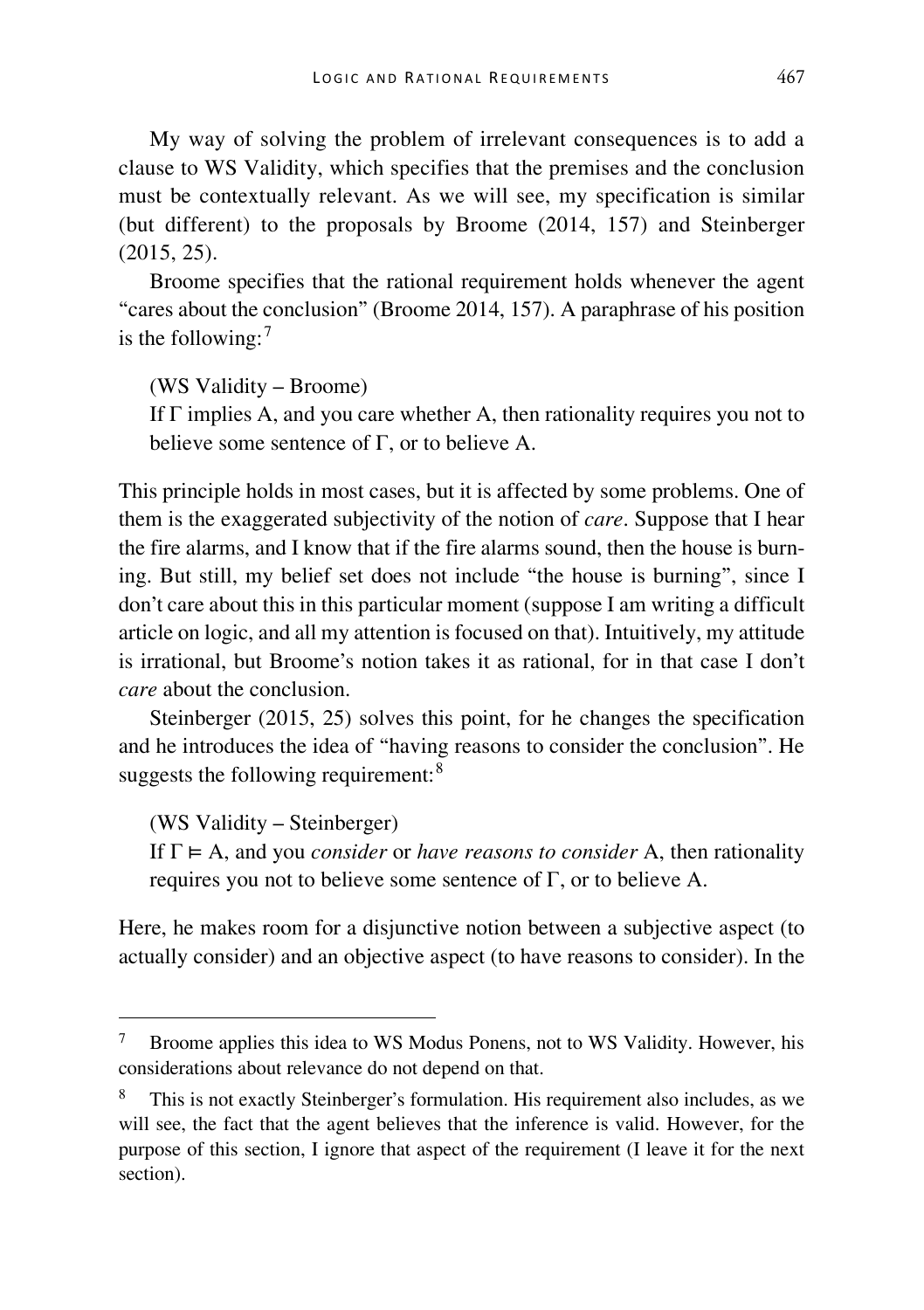My way of solving the problem of irrelevant consequences is to add a clause to WS Validity, which specifies that the premises and the conclusion must be contextually relevant. As we will see, my specification is similar (but different) to the proposals by Broome (2014, 157) and Steinberger (2015, 25).

Broome specifies that the rational requirement holds whenever the agent "cares about the conclusion" (Broome 2014, 157). A paraphrase of his position is the following:[7]

(WS Validity – Broome)
If Γ implies A, and you care whether A, then rationality requires you not to believe some sentence of Γ, or to believe A.

This principle holds in most cases, but it is affected by some problems. One of them is the exaggerated subjectivity of the notion of *care*. Suppose that I hear the fire alarms, and I know that if the fire alarms sound, then the house is burning. But still, my belief set does not include "the house is burning", since I don't care about this in this particular moment (suppose I am writing a difficult article on logic, and all my attention is focused on that). Intuitively, my attitude is irrational, but Broome's notion takes it as rational, for in that case I don't *care* about the conclusion.

Steinberger (2015, 25) solves this point, for he changes the specification and he introduces the idea of "having reasons to consider the conclusion". He suggests the following requirement:[8]

(WS Validity – Steinberger)
If $\Gamma \vDash A$, and you *consider* or *have reasons to consider* A, then rationality requires you not to believe some sentence of Γ, or to believe A.

Here, he makes room for a disjunctive notion between a subjective aspect (to actually consider) and an objective aspect (to have reasons to consider). In the

[7] Broome applies this idea to WS Modus Ponens, not to WS Validity. However, his considerations about relevance do not depend on that.

[8] This is not exactly Steinberger's formulation. His requirement also includes, as we will see, the fact that the agent believes that the inference is valid. However, for the purpose of this section, I ignore that aspect of the requirement (I leave it for the next section).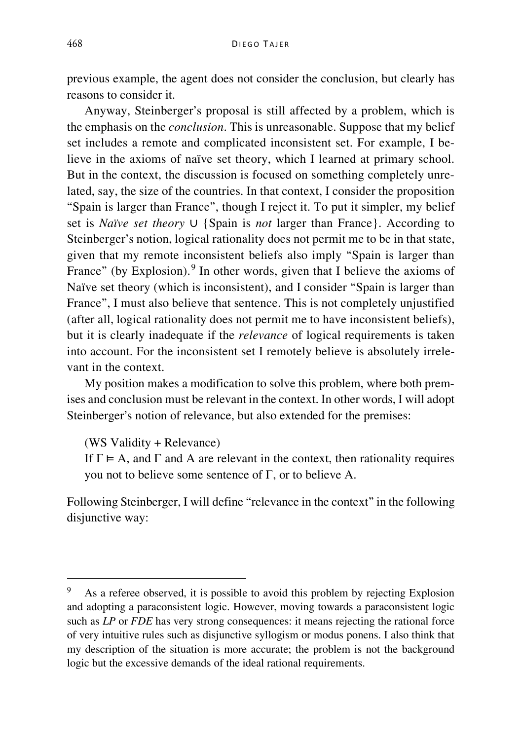previous example, the agent does not consider the conclusion, but clearly has reasons to consider it.

Anyway, Steinberger's proposal is still affected by a problem, which is the emphasis on the *conclusion*. This is unreasonable. Suppose that my belief set includes a remote and complicated inconsistent set. For example, I believe in the axioms of naïve set theory, which I learned at primary school. But in the context, the discussion is focused on something completely unrelated, say, the size of the countries. In that context, I consider the proposition "Spain is larger than France", though I reject it. To put it simpler, my belief set is *Naïve set theory* ∪ {Spain is *not* larger than France}. According to Steinberger's notion, logical rationality does not permit me to be in that state, given that my remote inconsistent beliefs also imply "Spain is larger than France" (by Explosion).[9] In other words, given that I believe the axioms of Naïve set theory (which is inconsistent), and I consider "Spain is larger than France", I must also believe that sentence. This is not completely unjustified (after all, logical rationality does not permit me to have inconsistent beliefs), but it is clearly inadequate if the *relevance* of logical requirements is taken into account. For the inconsistent set I remotely believe is absolutely irrelevant in the context.

My position makes a modification to solve this problem, where both premises and conclusion must be relevant in the context. In other words, I will adopt Steinberger's notion of relevance, but also extended for the premises:

(WS Validity + Relevance)
If $\Gamma \vDash A$, and $\Gamma$ and A are relevant in the context, then rationality requires you not to believe some sentence of $\Gamma$, or to believe A.

Following Steinberger, I will define "relevance in the context" in the following disjunctive way:

---

[9] As a referee observed, it is possible to avoid this problem by rejecting Explosion and adopting a paraconsistent logic. However, moving towards a paraconsistent logic such as *LP* or *FDE* has very strong consequences: it means rejecting the rational force of very intuitive rules such as disjunctive syllogism or modus ponens. I also think that my description of the situation is more accurate; the problem is not the background logic but the excessive demands of the ideal rational requirements.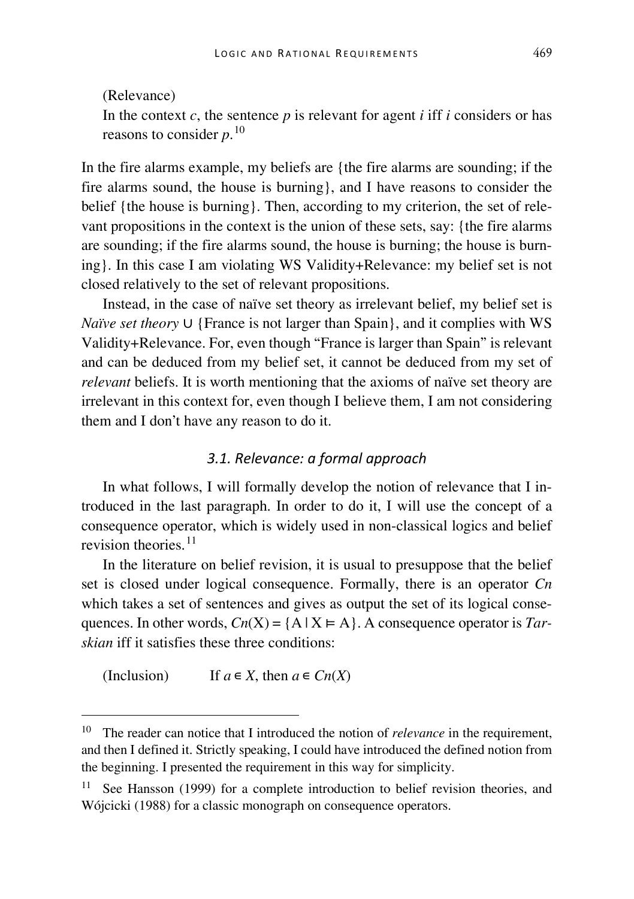(Relevance)

In the context $c$, the sentence $p$ is relevant for agent $i$ iff $i$ considers or has reasons to consider $p$.[10]

In the fire alarms example, my beliefs are {the fire alarms are sounding; if the fire alarms sound, the house is burning}, and I have reasons to consider the belief {the house is burning}. Then, according to my criterion, the set of relevant propositions in the context is the union of these sets, say: {the fire alarms are sounding; if the fire alarms sound, the house is burning; the house is burning}. In this case I am violating WS Validity+Relevance: my belief set is not closed relatively to the set of relevant propositions.

Instead, in the case of naïve set theory as irrelevant belief, my belief set is *Naïve set theory* ∪ {France is not larger than Spain}, and it complies with WS Validity+Relevance. For, even though "France is larger than Spain" is relevant and can be deduced from my belief set, it cannot be deduced from my set of *relevant* beliefs. It is worth mentioning that the axioms of naïve set theory are irrelevant in this context for, even though I believe them, I am not considering them and I don't have any reason to do it.

### *3.1. Relevance: a formal approach*

In what follows, I will formally develop the notion of relevance that I introduced in the last paragraph. In order to do it, I will use the concept of a consequence operator, which is widely used in non-classical logics and belief revision theories.[11]

In the literature on belief revision, it is usual to presuppose that the belief set is closed under logical consequence. Formally, there is an operator $Cn$ which takes a set of sentences and gives as output the set of its logical consequences. In other words, $Cn(X) = \{A \mid X \vDash A\}$. A consequence operator is *Tarskian* iff it satisfies these three conditions:

(Inclusion) If $a \in X$, then $a \in Cn(X)$

---

[10] The reader can notice that I introduced the notion of *relevance* in the requirement, and then I defined it. Strictly speaking, I could have introduced the defined notion from the beginning. I presented the requirement in this way for simplicity.

[11] See Hansson (1999) for a complete introduction to belief revision theories, and Wójcicki (1988) for a classic monograph on consequence operators.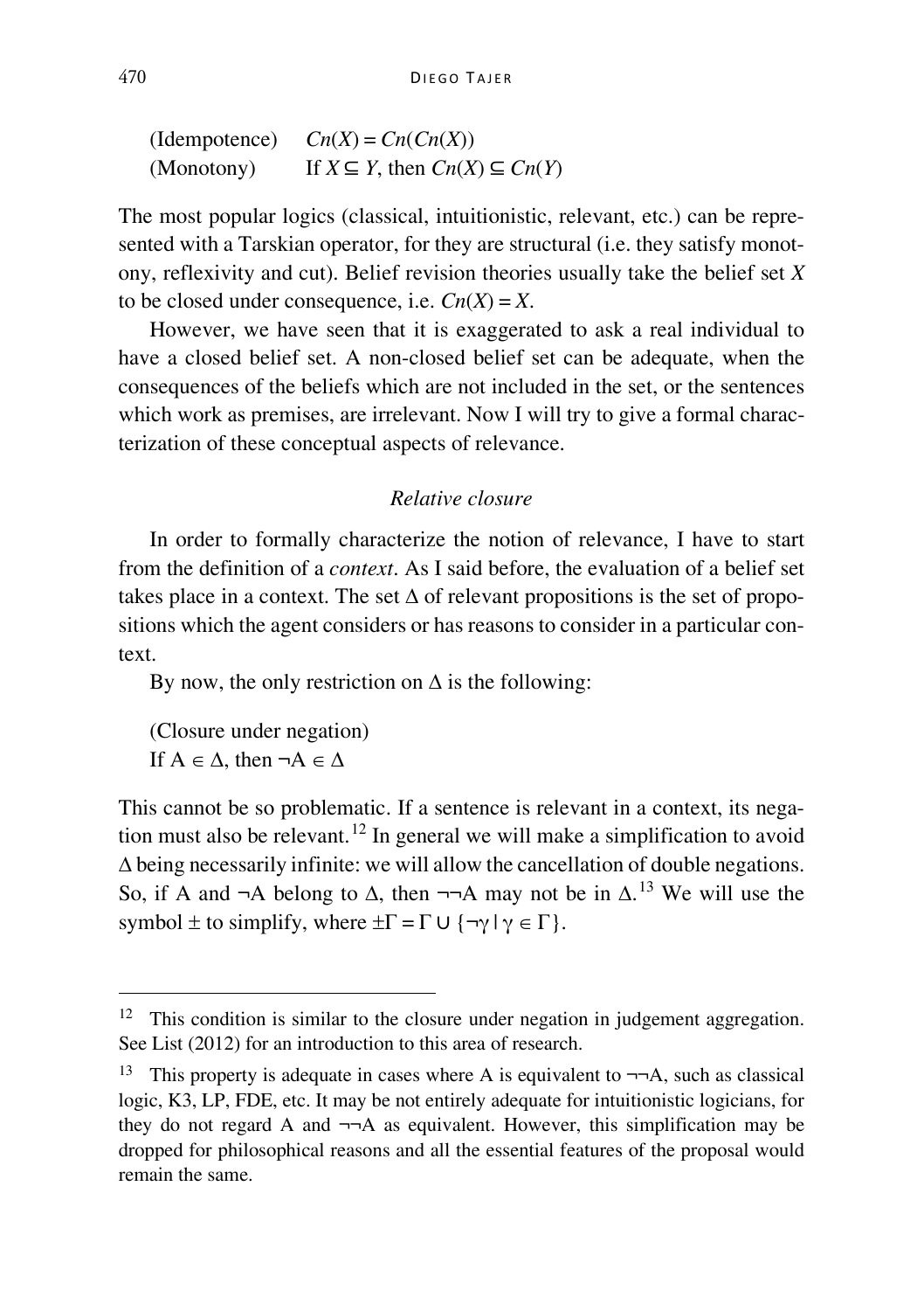(Idempotence) $Cn(X) = Cn(Cn(X))$
(Monotony) If $X \subseteq Y$, then $Cn(X) \subseteq Cn(Y)$

The most popular logics (classical, intuitionistic, relevant, etc.) can be represented with a Tarskian operator, for they are structural (i.e. they satisfy monotony, reflexivity and cut). Belief revision theories usually take the belief set $X$ to be closed under consequence, i.e. $Cn(X) = X$.

However, we have seen that it is exaggerated to ask a real individual to have a closed belief set. A non-closed belief set can be adequate, when the consequences of the beliefs which are not included in the set, or the sentences which work as premises, are irrelevant. Now I will try to give a formal characterization of these conceptual aspects of relevance.

### *Relative closure*

In order to formally characterize the notion of relevance, I have to start from the definition of a *context*. As I said before, the evaluation of a belief set takes place in a context. The set $\Delta$ of relevant propositions is the set of propositions which the agent considers or has reasons to consider in a particular context.

By now, the only restriction on $\Delta$ is the following:

(Closure under negation)
If $A \in \Delta$, then $\neg A \in \Delta$

This cannot be so problematic. If a sentence is relevant in a context, its negation must also be relevant.[12] In general we will make a simplification to avoid $\Delta$ being necessarily infinite: we will allow the cancellation of double negations. So, if A and $\neg A$ belong to $\Delta$, then $\neg\neg A$ may not be in $\Delta$.[13] We will use the symbol $\pm$ to simplify, where $\pm\Gamma = \Gamma \cup \{\neg\gamma \mid \gamma \in \Gamma\}$.

---

[12] This condition is similar to the closure under negation in judgement aggregation. See List (2012) for an introduction to this area of research.

[13] This property is adequate in cases where A is equivalent to $\neg\neg A$, such as classical logic, K3, LP, FDE, etc. It may be not entirely adequate for intuitionistic logicians, for they do not regard A and $\neg\neg A$ as equivalent. However, this simplification may be dropped for philosophical reasons and all the essential features of the proposal would remain the same.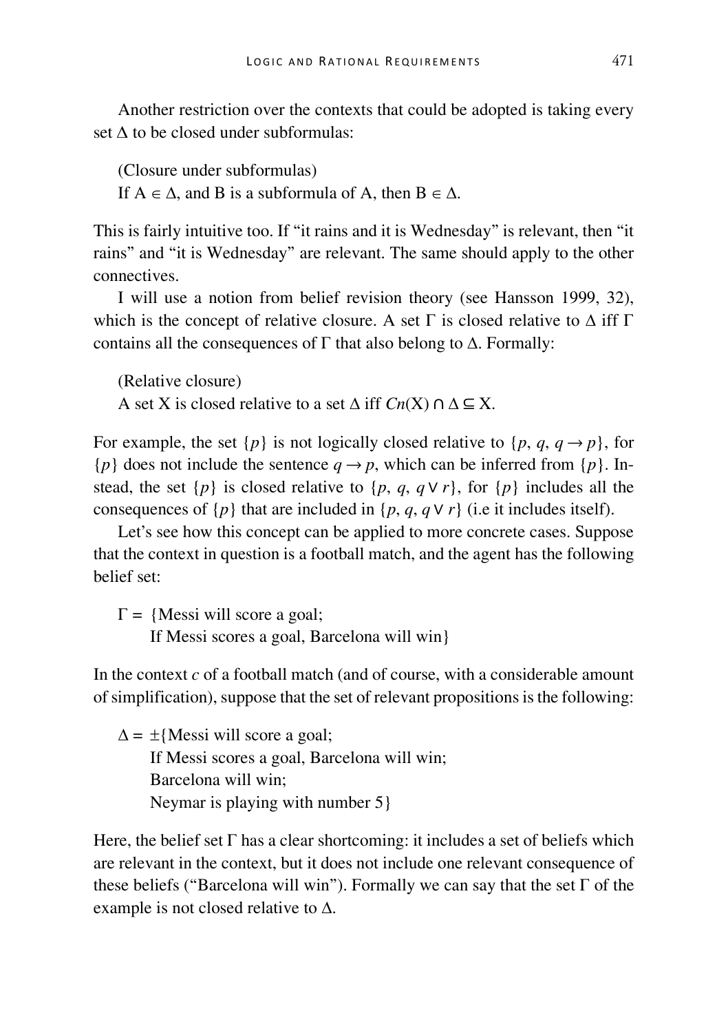Another restriction over the contexts that could be adopted is taking every set $\Delta$ to be closed under subformulas:

(Closure under subformulas)
If $A \in \Delta$, and B is a subformula of A, then $B \in \Delta$.

This is fairly intuitive too. If "it rains and it is Wednesday" is relevant, then "it rains" and "it is Wednesday" are relevant. The same should apply to the other connectives.

I will use a notion from belief revision theory (see Hansson 1999, 32), which is the concept of relative closure. A set $\Gamma$ is closed relative to $\Delta$ iff $\Gamma$ contains all the consequences of $\Gamma$ that also belong to $\Delta$. Formally:

(Relative closure)
A set X is closed relative to a set $\Delta$ iff $Cn(X) \cap \Delta \subseteq X$.

For example, the set $\{p\}$ is not logically closed relative to $\{p, q, q \rightarrow p\}$, for $\{p\}$ does not include the sentence $q \rightarrow p$, which can be inferred from $\{p\}$. Instead, the set $\{p\}$ is closed relative to $\{p, q, q \vee r\}$, for $\{p\}$ includes all the consequences of $\{p\}$ that are included in $\{p, q, q \vee r\}$ (i.e it includes itself).

Let's see how this concept can be applied to more concrete cases. Suppose that the context in question is a football match, and the agent has the following belief set:

$\Gamma$ = {Messi will score a goal;
If Messi scores a goal, Barcelona will win}

In the context *c* of a football match (and of course, with a considerable amount of simplification), suppose that the set of relevant propositions is the following:

$\Delta$ = ±{Messi will score a goal;
If Messi scores a goal, Barcelona will win;
Barcelona will win;
Neymar is playing with number 5}

Here, the belief set $\Gamma$ has a clear shortcoming: it includes a set of beliefs which are relevant in the context, but it does not include one relevant consequence of these beliefs ("Barcelona will win"). Formally we can say that the set $\Gamma$ of the example is not closed relative to $\Delta$.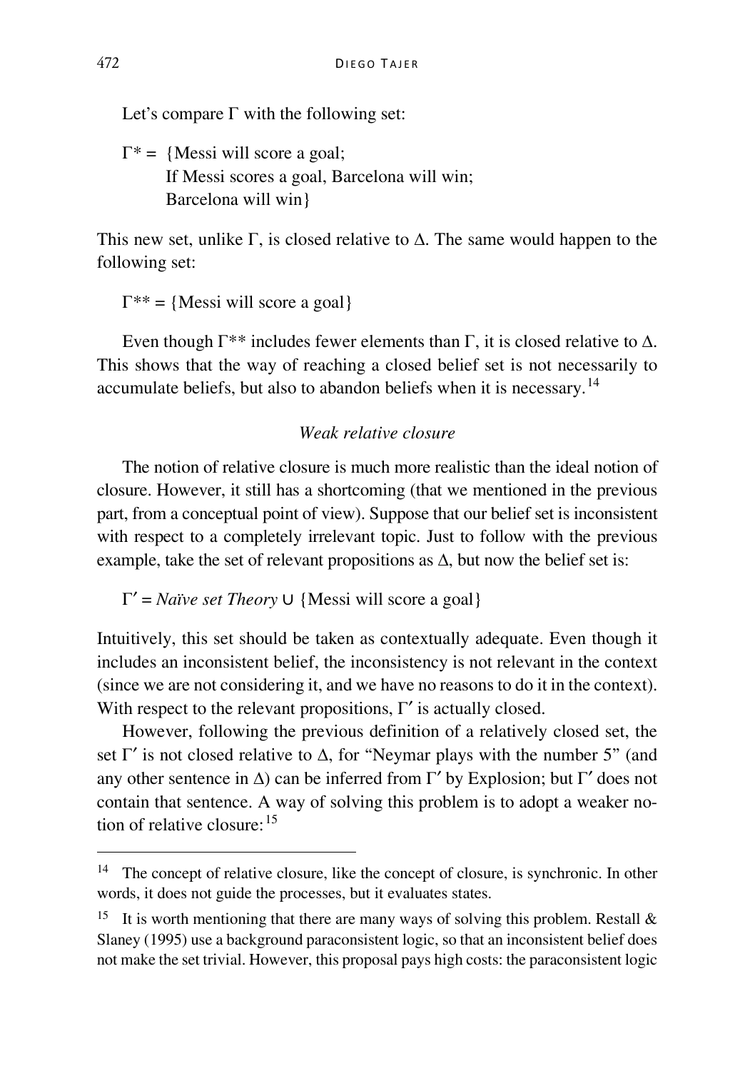Let's compare Γ with the following set:

Γ* = {Messi will score a goal;
If Messi scores a goal, Barcelona will win;
Barcelona will win}

This new set, unlike Γ, is closed relative to Δ. The same would happen to the following set:

Γ** = {Messi will score a goal}

Even though Γ** includes fewer elements than Γ, it is closed relative to Δ. This shows that the way of reaching a closed belief set is not necessarily to accumulate beliefs, but also to abandon beliefs when it is necessary.[14]

*Weak relative closure*

The notion of relative closure is much more realistic than the ideal notion of closure. However, it still has a shortcoming (that we mentioned in the previous part, from a conceptual point of view). Suppose that our belief set is inconsistent with respect to a completely irrelevant topic. Just to follow with the previous example, take the set of relevant propositions as Δ, but now the belief set is:

Γ′ = *Naïve set Theory* ∪ {Messi will score a goal}

Intuitively, this set should be taken as contextually adequate. Even though it includes an inconsistent belief, the inconsistency is not relevant in the context (since we are not considering it, and we have no reasons to do it in the context). With respect to the relevant propositions, Γ′ is actually closed.

However, following the previous definition of a relatively closed set, the set Γ′ is not closed relative to Δ, for "Neymar plays with the number 5" (and any other sentence in Δ) can be inferred from Γ′ by Explosion; but Γ′ does not contain that sentence. A way of solving this problem is to adopt a weaker notion of relative closure:[15]

---

[14] The concept of relative closure, like the concept of closure, is synchronic. In other words, it does not guide the processes, but it evaluates states.

[15] It is worth mentioning that there are many ways of solving this problem. Restall & Slaney (1995) use a background paraconsistent logic, so that an inconsistent belief does not make the set trivial. However, this proposal pays high costs: the paraconsistent logic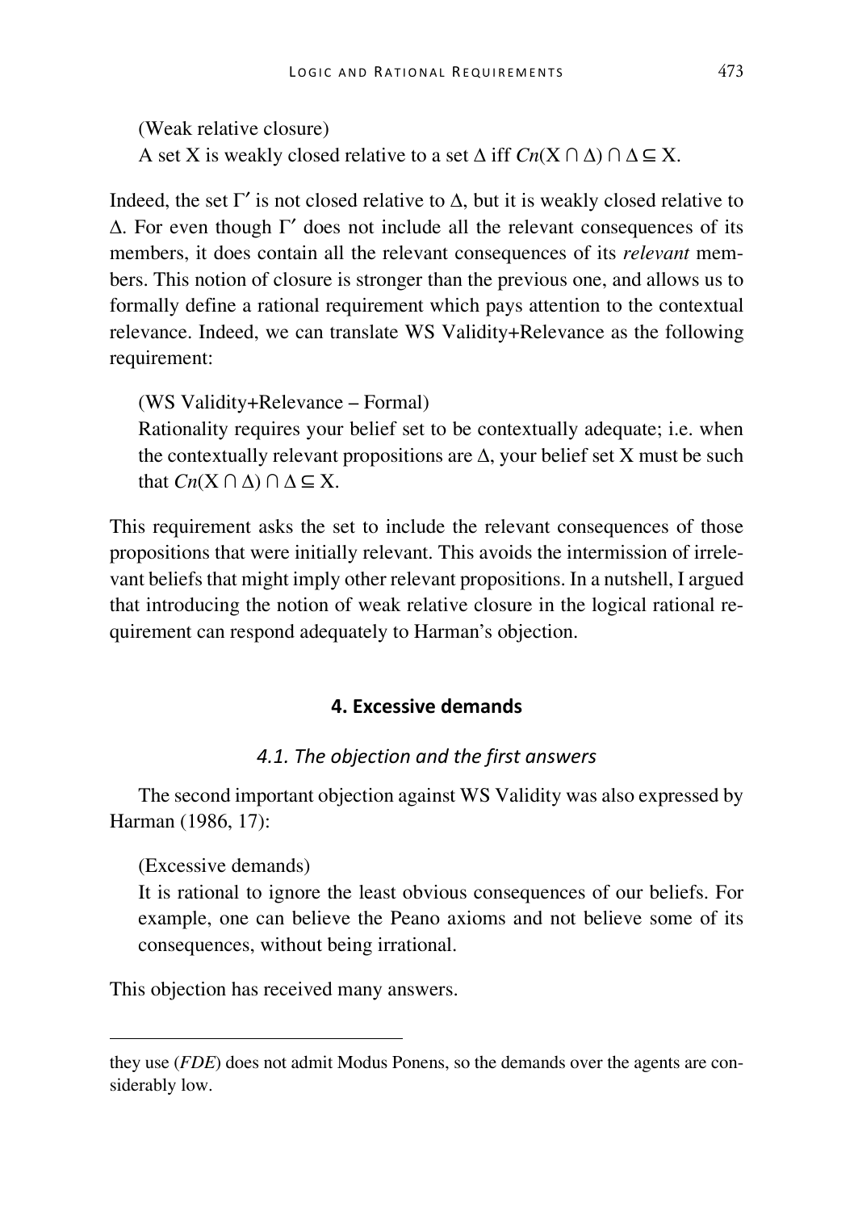(Weak relative closure)

A set X is weakly closed relative to a set $\Delta$ iff $Cn(X \cap \Delta) \cap \Delta \subseteq X$.

Indeed, the set $\Gamma'$ is not closed relative to $\Delta$, but it is weakly closed relative to $\Delta$. For even though $\Gamma'$ does not include all the relevant consequences of its members, it does contain all the relevant consequences of its *relevant* members. This notion of closure is stronger than the previous one, and allows us to formally define a rational requirement which pays attention to the contextual relevance. Indeed, we can translate WS Validity+Relevance as the following requirement:

(WS Validity+Relevance – Formal)

Rationality requires your belief set to be contextually adequate; i.e. when the contextually relevant propositions are $\Delta$, your belief set X must be such that $Cn(X \cap \Delta) \cap \Delta \subseteq X$.

This requirement asks the set to include the relevant consequences of those propositions that were initially relevant. This avoids the intermission of irrelevant beliefs that might imply other relevant propositions. In a nutshell, I argued that introducing the notion of weak relative closure in the logical rational requirement can respond adequately to Harman's objection.

## 4. Excessive demands

### *4.1. The objection and the first answers*

The second important objection against WS Validity was also expressed by Harman (1986, 17):

(Excessive demands)

It is rational to ignore the least obvious consequences of our beliefs. For example, one can believe the Peano axioms and not believe some of its consequences, without being irrational.

This objection has received many answers.

---

they use (*FDE*) does not admit Modus Ponens, so the demands over the agents are considerably low.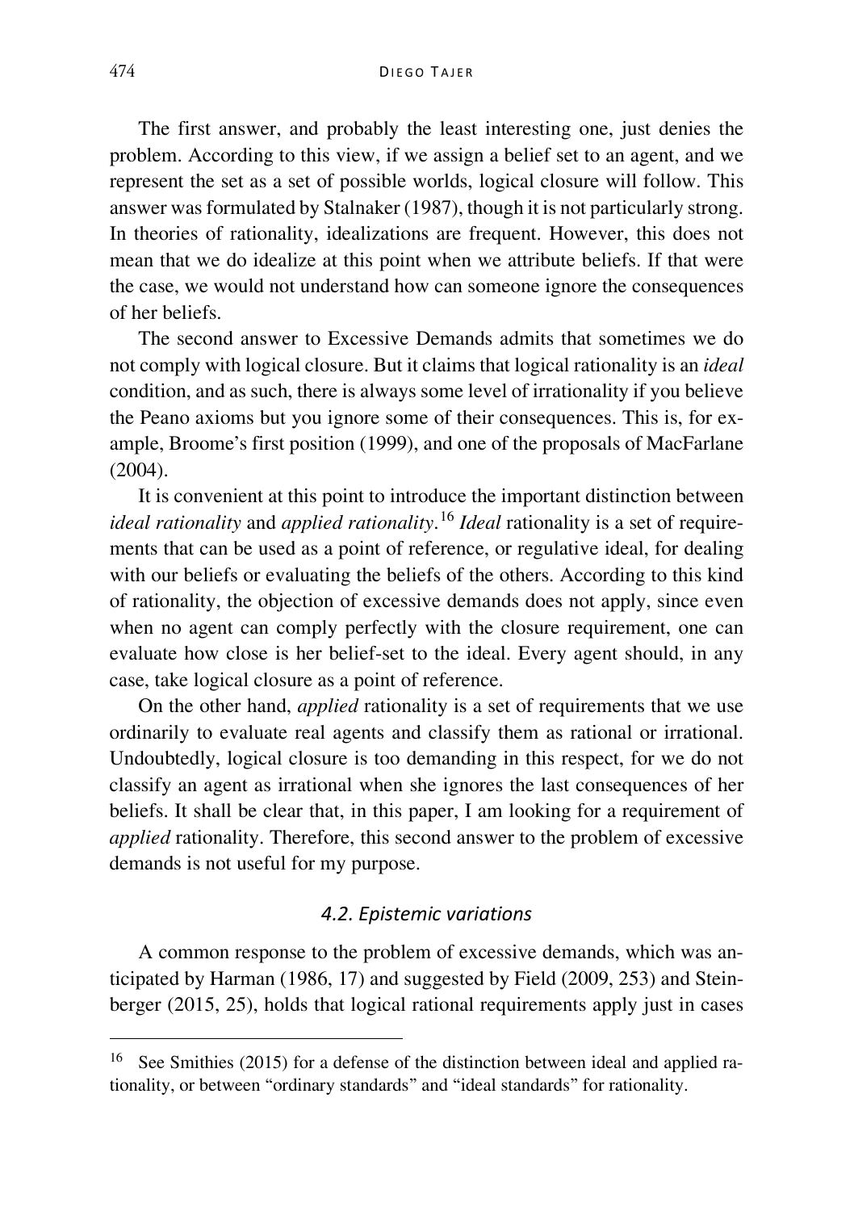The first answer, and probably the least interesting one, just denies the problem. According to this view, if we assign a belief set to an agent, and we represent the set as a set of possible worlds, logical closure will follow. This answer was formulated by Stalnaker (1987), though it is not particularly strong. In theories of rationality, idealizations are frequent. However, this does not mean that we do idealize at this point when we attribute beliefs. If that were the case, we would not understand how can someone ignore the consequences of her beliefs.

The second answer to Excessive Demands admits that sometimes we do not comply with logical closure. But it claims that logical rationality is an *ideal* condition, and as such, there is always some level of irrationality if you believe the Peano axioms but you ignore some of their consequences. This is, for example, Broome's first position (1999), and one of the proposals of MacFarlane (2004).

It is convenient at this point to introduce the important distinction between *ideal rationality* and *applied rationality*.[16] *Ideal* rationality is a set of requirements that can be used as a point of reference, or regulative ideal, for dealing with our beliefs or evaluating the beliefs of the others. According to this kind of rationality, the objection of excessive demands does not apply, since even when no agent can comply perfectly with the closure requirement, one can evaluate how close is her belief-set to the ideal. Every agent should, in any case, take logical closure as a point of reference.

On the other hand, *applied* rationality is a set of requirements that we use ordinarily to evaluate real agents and classify them as rational or irrational. Undoubtedly, logical closure is too demanding in this respect, for we do not classify an agent as irrational when she ignores the last consequences of her beliefs. It shall be clear that, in this paper, I am looking for a requirement of *applied* rationality. Therefore, this second answer to the problem of excessive demands is not useful for my purpose.

### *4.2. Epistemic variations*

A common response to the problem of excessive demands, which was anticipated by Harman (1986, 17) and suggested by Field (2009, 253) and Steinberger (2015, 25), holds that logical rational requirements apply just in cases

[16] See Smithies (2015) for a defense of the distinction between ideal and applied rationality, or between "ordinary standards" and "ideal standards" for rationality.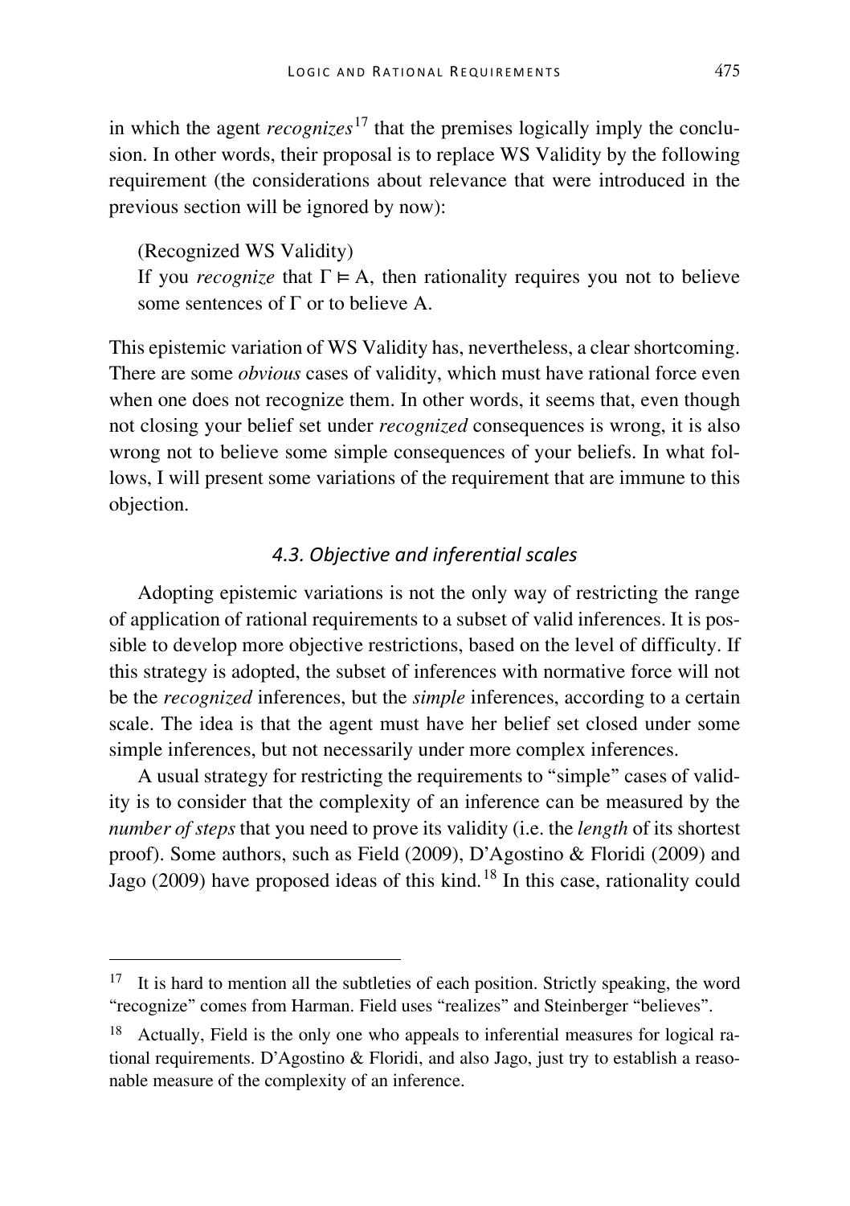in which the agent *recognizes*[17] that the premises logically imply the conclusion. In other words, their proposal is to replace WS Validity by the following requirement (the considerations about relevance that were introduced in the previous section will be ignored by now):

(Recognized WS Validity)
If you *recognize* that $\Gamma \vDash A$, then rationality requires you not to believe some sentences of $\Gamma$ or to believe A.

This epistemic variation of WS Validity has, nevertheless, a clear shortcoming. There are some *obvious* cases of validity, which must have rational force even when one does not recognize them. In other words, it seems that, even though not closing your belief set under *recognized* consequences is wrong, it is also wrong not to believe some simple consequences of your beliefs. In what follows, I will present some variations of the requirement that are immune to this objection.

### *4.3. Objective and inferential scales*

Adopting epistemic variations is not the only way of restricting the range of application of rational requirements to a subset of valid inferences. It is possible to develop more objective restrictions, based on the level of difficulty. If this strategy is adopted, the subset of inferences with normative force will not be the *recognized* inferences, but the *simple* inferences, according to a certain scale. The idea is that the agent must have her belief set closed under some simple inferences, but not necessarily under more complex inferences.

A usual strategy for restricting the requirements to "simple" cases of validity is to consider that the complexity of an inference can be measured by the *number of steps* that you need to prove its validity (i.e. the *length* of its shortest proof). Some authors, such as Field (2009), D'Agostino & Floridi (2009) and Jago (2009) have proposed ideas of this kind.[18] In this case, rationality could

---

[17] It is hard to mention all the subtleties of each position. Strictly speaking, the word "recognize" comes from Harman. Field uses "realizes" and Steinberger "believes".

[18] Actually, Field is the only one who appeals to inferential measures for logical rational requirements. D'Agostino & Floridi, and also Jago, just try to establish a reasonable measure of the complexity of an inference.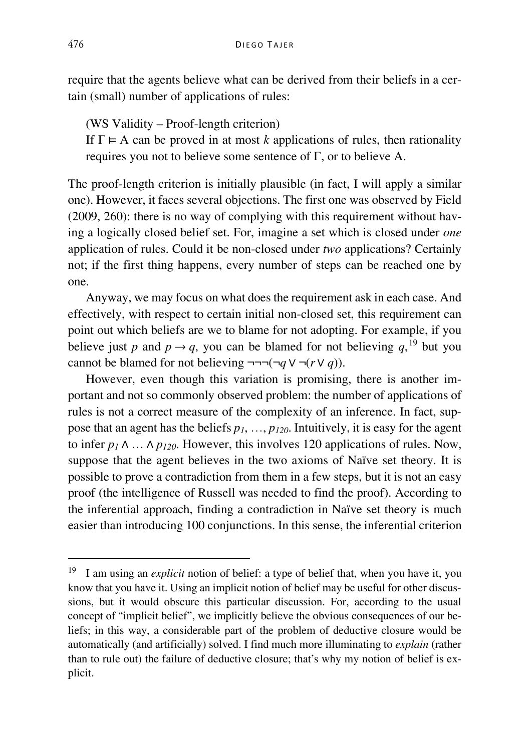require that the agents believe what can be derived from their beliefs in a certain (small) number of applications of rules:

(WS Validity – Proof-length criterion)
If $\Gamma \vDash A$ can be proved in at most $k$ applications of rules, then rationality requires you not to believe some sentence of $\Gamma$, or to believe A.

The proof-length criterion is initially plausible (in fact, I will apply a similar one). However, it faces several objections. The first one was observed by Field (2009, 260): there is no way of complying with this requirement without having a logically closed belief set. For, imagine a set which is closed under *one* application of rules. Could it be non-closed under *two* applications? Certainly not; if the first thing happens, every number of steps can be reached one by one.

Anyway, we may focus on what does the requirement ask in each case. And effectively, with respect to certain initial non-closed set, this requirement can point out which beliefs are we to blame for not adopting. For example, if you believe just $p$ and $p \rightarrow q$, you can be blamed for not believing $q$,[19] but you cannot be blamed for not believing $\neg\neg\neg(\neg q \vee \neg(r \vee q))$.

However, even though this variation is promising, there is another important and not so commonly observed problem: the number of applications of rules is not a correct measure of the complexity of an inference. In fact, suppose that an agent has the beliefs $p_1, \ldots, p_{120}$. Intuitively, it is easy for the agent to infer $p_1 \wedge \ldots \wedge p_{120}$. However, this involves 120 applications of rules. Now, suppose that the agent believes in the two axioms of Naïve set theory. It is possible to prove a contradiction from them in a few steps, but it is not an easy proof (the intelligence of Russell was needed to find the proof). According to the inferential approach, finding a contradiction in Naïve set theory is much easier than introducing 100 conjunctions. In this sense, the inferential criterion

---

[19] I am using an *explicit* notion of belief: a type of belief that, when you have it, you know that you have it. Using an implicit notion of belief may be useful for other discussions, but it would obscure this particular discussion. For, according to the usual concept of "implicit belief", we implicitly believe the obvious consequences of our beliefs; in this way, a considerable part of the problem of deductive closure would be automatically (and artificially) solved. I find much more illuminating to *explain* (rather than to rule out) the failure of deductive closure; that's why my notion of belief is explicit.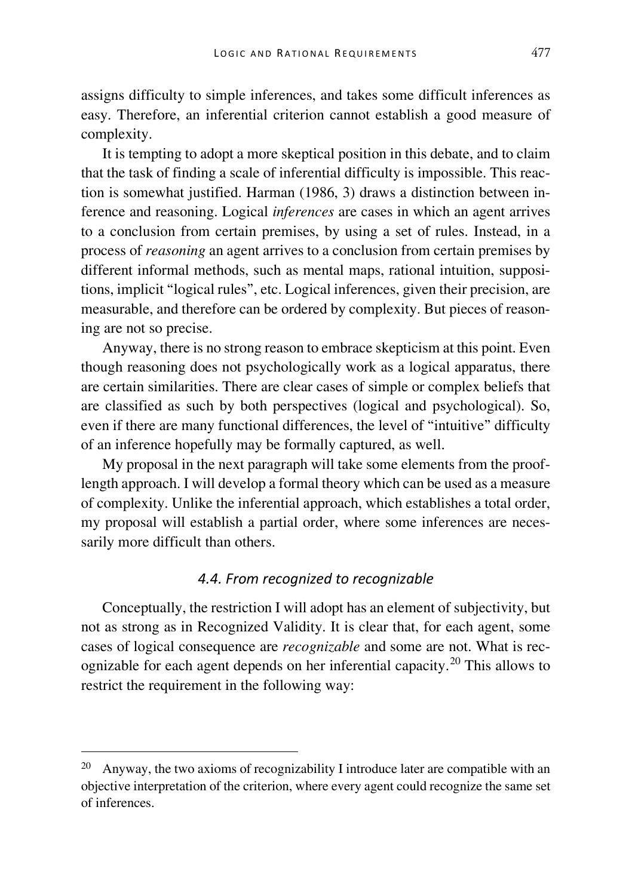assigns difficulty to simple inferences, and takes some difficult inferences as easy. Therefore, an inferential criterion cannot establish a good measure of complexity.

It is tempting to adopt a more skeptical position in this debate, and to claim that the task of finding a scale of inferential difficulty is impossible. This reaction is somewhat justified. Harman (1986, 3) draws a distinction between inference and reasoning. Logical *inferences* are cases in which an agent arrives to a conclusion from certain premises, by using a set of rules. Instead, in a process of *reasoning* an agent arrives to a conclusion from certain premises by different informal methods, such as mental maps, rational intuition, suppositions, implicit "logical rules", etc. Logical inferences, given their precision, are measurable, and therefore can be ordered by complexity. But pieces of reasoning are not so precise.

Anyway, there is no strong reason to embrace skepticism at this point. Even though reasoning does not psychologically work as a logical apparatus, there are certain similarities. There are clear cases of simple or complex beliefs that are classified as such by both perspectives (logical and psychological). So, even if there are many functional differences, the level of "intuitive" difficulty of an inference hopefully may be formally captured, as well.

My proposal in the next paragraph will take some elements from the proof-length approach. I will develop a formal theory which can be used as a measure of complexity. Unlike the inferential approach, which establishes a total order, my proposal will establish a partial order, where some inferences are necessarily more difficult than others.

### *4.4. From recognized to recognizable*

Conceptually, the restriction I will adopt has an element of subjectivity, but not as strong as in Recognized Validity. It is clear that, for each agent, some cases of logical consequence are *recognizable* and some are not. What is recognizable for each agent depends on her inferential capacity.[20] This allows to restrict the requirement in the following way:

---

[20] Anyway, the two axioms of recognizability I introduce later are compatible with an objective interpretation of the criterion, where every agent could recognize the same set of inferences.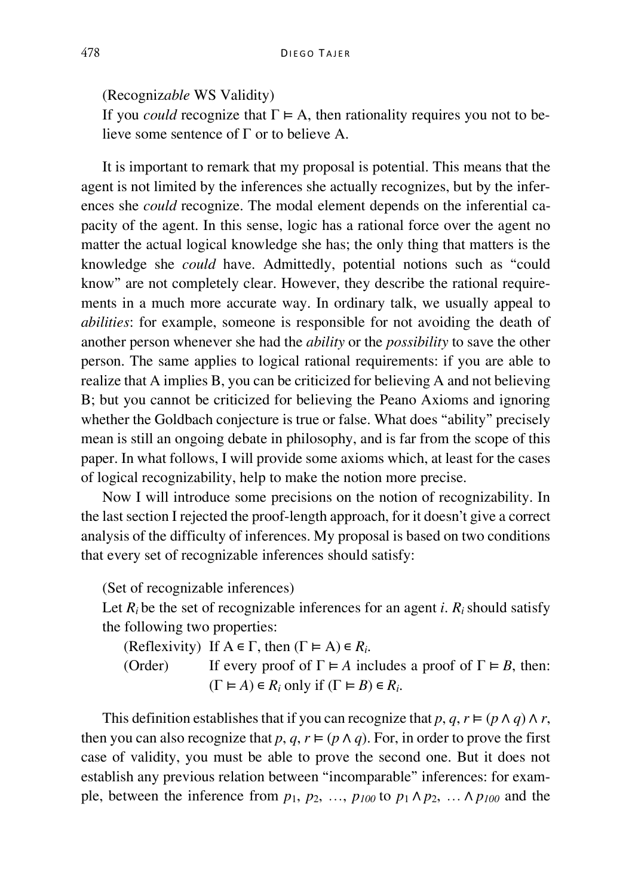(Recogniz*able* WS Validity)
If you *could* recognize that $\Gamma \vDash A$, then rationality requires you not to believe some sentence of $\Gamma$ or to believe A.

It is important to remark that my proposal is potential. This means that the agent is not limited by the inferences she actually recognizes, but by the inferences she *could* recognize. The modal element depends on the inferential capacity of the agent. In this sense, logic has a rational force over the agent no matter the actual logical knowledge she has; the only thing that matters is the knowledge she *could* have. Admittedly, potential notions such as "could know" are not completely clear. However, they describe the rational requirements in a much more accurate way. In ordinary talk, we usually appeal to *abilities*: for example, someone is responsible for not avoiding the death of another person whenever she had the *ability* or the *possibility* to save the other person. The same applies to logical rational requirements: if you are able to realize that A implies B, you can be criticized for believing A and not believing B; but you cannot be criticized for believing the Peano Axioms and ignoring whether the Goldbach conjecture is true or false. What does "ability" precisely mean is still an ongoing debate in philosophy, and is far from the scope of this paper. In what follows, I will provide some axioms which, at least for the cases of logical recognizability, help to make the notion more precise.

Now I will introduce some precisions on the notion of recognizability. In the last section I rejected the proof-length approach, for it doesn't give a correct analysis of the difficulty of inferences. My proposal is based on two conditions that every set of recognizable inferences should satisfy:

(Set of recognizable inferences)
Let $R_i$ be the set of recognizable inferences for an agent $i$. $R_i$ should satisfy the following two properties:

(Reflexivity) If $A \in \Gamma$, then $(\Gamma \vDash A) \in R_i$.
(Order) If every proof of $\Gamma \vDash A$ includes a proof of $\Gamma \vDash B$, then: $(\Gamma \vDash A) \in R_i$ only if $(\Gamma \vDash B) \in R_i$.

This definition establishes that if you can recognize that $p, q, r \vDash (p \wedge q) \wedge r$, then you can also recognize that $p, q, r \vDash (p \wedge q)$. For, in order to prove the first case of validity, you must be able to prove the second one. But it does not establish any previous relation between "incomparable" inferences: for example, between the inference from $p_1, p_2, \ldots, p_{100}$ to $p_1 \wedge p_2, \ldots \wedge p_{100}$ and the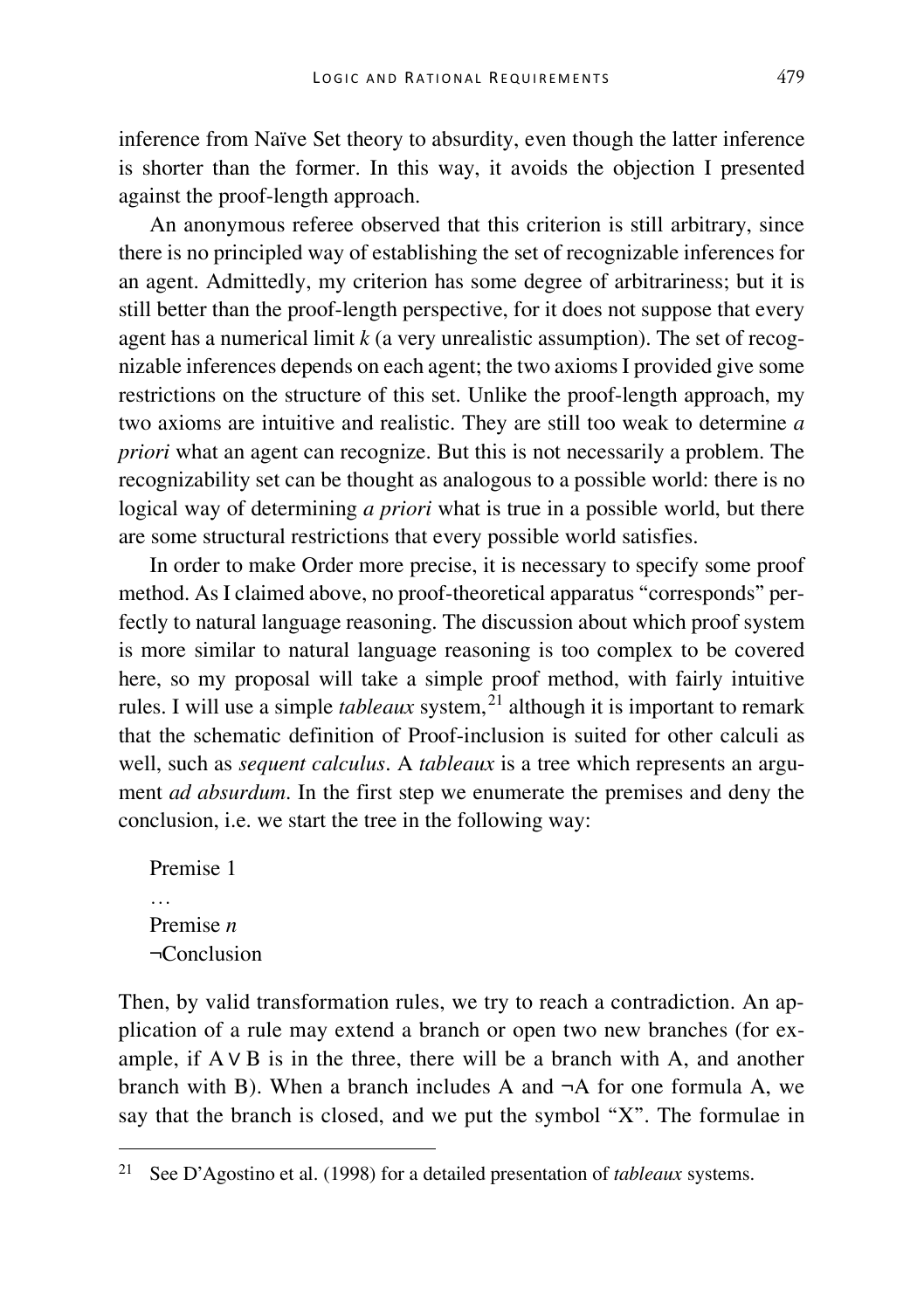inference from Naïve Set theory to absurdity, even though the latter inference is shorter than the former. In this way, it avoids the objection I presented against the proof-length approach.

An anonymous referee observed that this criterion is still arbitrary, since there is no principled way of establishing the set of recognizable inferences for an agent. Admittedly, my criterion has some degree of arbitrariness; but it is still better than the proof-length perspective, for it does not suppose that every agent has a numerical limit $k$ (a very unrealistic assumption). The set of recognizable inferences depends on each agent; the two axioms I provided give some restrictions on the structure of this set. Unlike the proof-length approach, my two axioms are intuitive and realistic. They are still too weak to determine *a priori* what an agent can recognize. But this is not necessarily a problem. The recognizability set can be thought as analogous to a possible world: there is no logical way of determining *a priori* what is true in a possible world, but there are some structural restrictions that every possible world satisfies.

In order to make Order more precise, it is necessary to specify some proof method. As I claimed above, no proof-theoretical apparatus "corresponds" perfectly to natural language reasoning. The discussion about which proof system is more similar to natural language reasoning is too complex to be covered here, so my proposal will take a simple proof method, with fairly intuitive rules. I will use a simple *tableaux* system,[21] although it is important to remark that the schematic definition of Proof-inclusion is suited for other calculi as well, such as *sequent calculus*. A *tableaux* is a tree which represents an argument *ad absurdum*. In the first step we enumerate the premises and deny the conclusion, i.e. we start the tree in the following way:

Premise 1
…
Premise *n*
¬Conclusion

Then, by valid transformation rules, we try to reach a contradiction. An application of a rule may extend a branch or open two new branches (for example, if $A \vee B$ is in the three, there will be a branch with A, and another branch with B). When a branch includes A and $\neg A$ for one formula A, we say that the branch is closed, and we put the symbol "X". The formulae in

[21] See D'Agostino et al. (1998) for a detailed presentation of *tableaux* systems.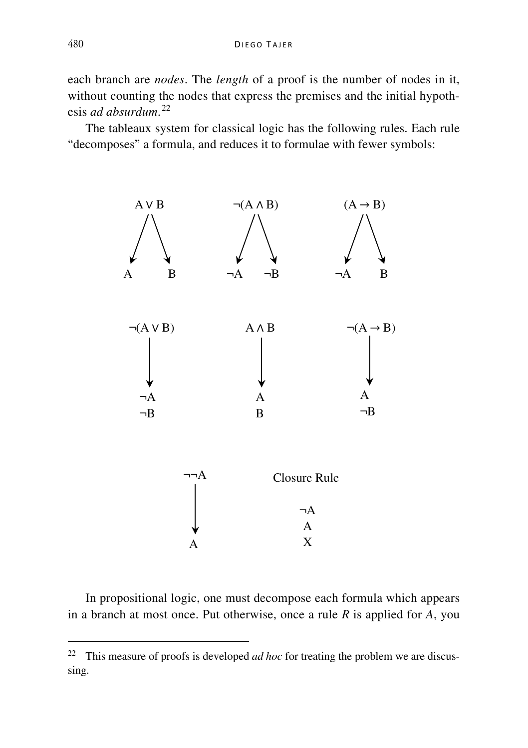each branch are *nodes*. The *length* of a proof is the number of nodes in it, without counting the nodes that express the premises and the initial hypothesis *ad absurdum*.[22]

The tableaux system for classical logic has the following rules. Each rule "decomposes" a formula, and reduces it to formulae with fewer symbols:

$$\begin{array}{ccc}
A \vee B & \neg(A \wedge B) & (A \rightarrow B) \\
\swarrow \quad \searrow & \swarrow \quad \searrow & \swarrow \quad \searrow \\
A \qquad B & \neg A \qquad \neg B & \neg A \qquad B
\end{array}$$

$$\begin{array}{ccc}
\neg(A \vee B) & A \wedge B & \neg(A \rightarrow B) \\
\downarrow & \downarrow & \downarrow \\
\neg A & A & A \\
\neg B & B & \neg B
\end{array}$$

$$\begin{array}{cc}
\neg\neg A & \text{Closure Rule} \\
\downarrow & \neg A \\
A & A \\
 & \text{X}
\end{array}$$

In propositional logic, one must decompose each formula which appears in a branch at most once. Put otherwise, once a rule *R* is applied for *A*, you

[22] This measure of proofs is developed *ad hoc* for treating the problem we are discussing.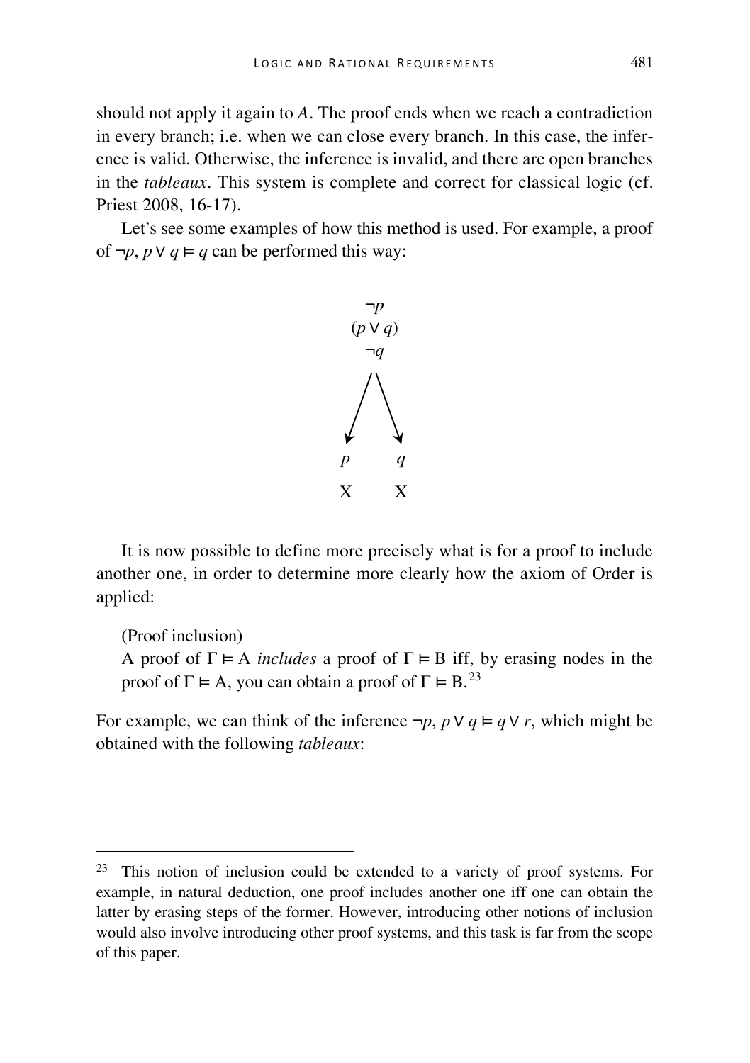should not apply it again to *A*. The proof ends when we reach a contradiction in every branch; i.e. when we can close every branch. In this case, the inference is valid. Otherwise, the inference is invalid, and there are open branches in the *tableaux*. This system is complete and correct for classical logic (cf. Priest 2008, 16-17).

Let's see some examples of how this method is used. For example, a proof of $\neg p$, $p \vee q \vDash q$ can be performed this way:

$$
\begin{array}{c}
\neg p \\
(p \vee q) \\
\neg q \\
\swarrow \quad \searrow \\
p \qquad q \\
\text{X} \qquad \text{X}
\end{array}
$$

It is now possible to define more precisely what is for a proof to include another one, in order to determine more clearly how the axiom of Order is applied:

> (Proof inclusion)
> A proof of $\Gamma \vDash \mathrm{A}$ *includes* a proof of $\Gamma \vDash \mathrm{B}$ iff, by erasing nodes in the proof of $\Gamma \vDash \mathrm{A}$, you can obtain a proof of $\Gamma \vDash \mathrm{B}$.[23]

For example, we can think of the inference $\neg p$, $p \vee q \vDash q \vee r$, which might be obtained with the following *tableaux*:

---

[23] This notion of inclusion could be extended to a variety of proof systems. For example, in natural deduction, one proof includes another one iff one can obtain the latter by erasing steps of the former. However, introducing other notions of inclusion would also involve introducing other proof systems, and this task is far from the scope of this paper.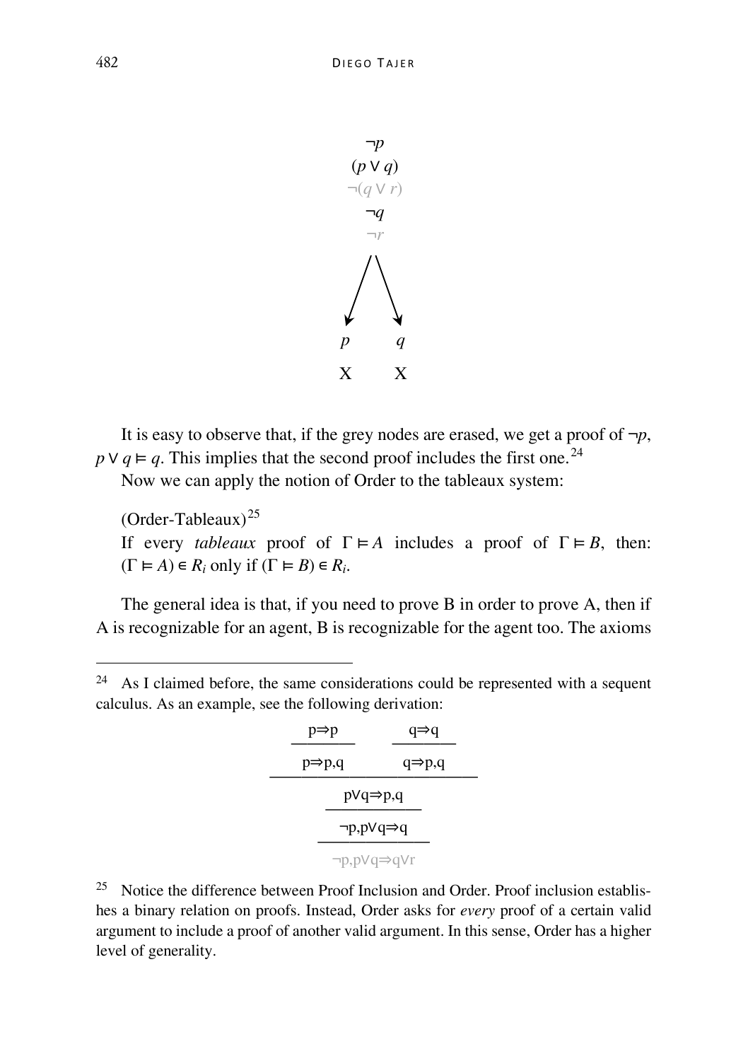$$
\begin{array}{c}
\neg p \\
(p \vee q) \\
\neg(q \vee r) \\
\neg q \\
\neg r \\
\swarrow \quad \searrow \\
p \qquad q \\
\text{X} \qquad \text{X}
\end{array}
$$

It is easy to observe that, if the grey nodes are erased, we get a proof of $\neg p$, $p \vee q \vDash q$. This implies that the second proof includes the first one.[24]

Now we can apply the notion of Order to the tableaux system:

(Order-Tableaux)[25]
If every *tableaux* proof of $\Gamma \vDash A$ includes a proof of $\Gamma \vDash B$, then: $(\Gamma \vDash A) \in R_i$ only if $(\Gamma \vDash B) \in R_i$.

The general idea is that, if you need to prove B in order to prove A, then if A is recognizable for an agent, B is recognizable for the agent too. The axioms

---

[24] As I claimed before, the same considerations could be represented with a sequent calculus. As an example, see the following derivation:

$$
\dfrac{\dfrac{\dfrac{\dfrac{p \Rightarrow p}{p \Rightarrow p, q} \qquad \dfrac{q \Rightarrow q}{q \Rightarrow p, q}}{p \vee q \Rightarrow p, q}}{\neg p, p \vee q \Rightarrow q}}{\neg p, p \vee q \Rightarrow q \vee r}
$$

[25] Notice the difference between Proof Inclusion and Order. Proof inclusion establishes a binary relation on proofs. Instead, Order asks for *every* proof of a certain valid argument to include a proof of another valid argument. In this sense, Order has a higher level of generality.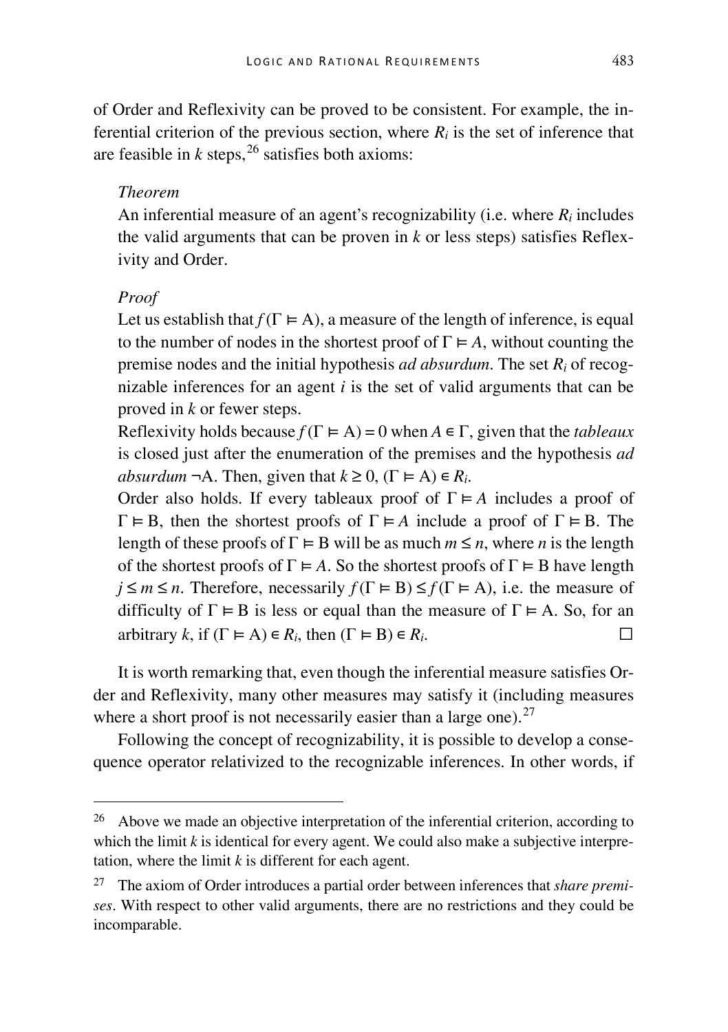of Order and Reflexivity can be proved to be consistent. For example, the inferential criterion of the previous section, where $R_i$ is the set of inference that are feasible in $k$ steps,[26] satisfies both axioms:

> *Theorem*
>
> An inferential measure of an agent's recognizability (i.e. where $R_i$ includes the valid arguments that can be proven in $k$ or less steps) satisfies Reflexivity and Order.
>
> *Proof*
>
> Let us establish that $f(\Gamma \vDash \mathrm{A})$, a measure of the length of inference, is equal to the number of nodes in the shortest proof of $\Gamma \vDash A$, without counting the premise nodes and the initial hypothesis *ad absurdum*. The set $R_i$ of recognizable inferences for an agent $i$ is the set of valid arguments that can be proved in $k$ or fewer steps.
>
> Reflexivity holds because $f(\Gamma \vDash \mathrm{A}) = 0$ when $A \in \Gamma$, given that the *tableaux* is closed just after the enumeration of the premises and the hypothesis *ad absurdum* $\neg\mathrm{A}$. Then, given that $k \geq 0$, $(\Gamma \vDash \mathrm{A}) \in R_i$.
>
> Order also holds. If every tableaux proof of $\Gamma \vDash A$ includes a proof of $\Gamma \vDash \mathrm{B}$, then the shortest proofs of $\Gamma \vDash A$ include a proof of $\Gamma \vDash \mathrm{B}$. The length of these proofs of $\Gamma \vDash \mathrm{B}$ will be as much $m \leq n$, where $n$ is the length of the shortest proofs of $\Gamma \vDash A$. So the shortest proofs of $\Gamma \vDash \mathrm{B}$ have length $j \leq m \leq n$. Therefore, necessarily $f(\Gamma \vDash \mathrm{B}) \leq f(\Gamma \vDash \mathrm{A})$, i.e. the measure of difficulty of $\Gamma \vDash \mathrm{B}$ is less or equal than the measure of $\Gamma \vDash \mathrm{A}$. So, for an arbitrary $k$, if $(\Gamma \vDash \mathrm{A}) \in R_i$, then $(\Gamma \vDash \mathrm{B}) \in R_i$. □

It is worth remarking that, even though the inferential measure satisfies Order and Reflexivity, many other measures may satisfy it (including measures where a short proof is not necessarily easier than a large one).[27]

Following the concept of recognizability, it is possible to develop a consequence operator relativized to the recognizable inferences. In other words, if

---

[26] Above we made an objective interpretation of the inferential criterion, according to which the limit $k$ is identical for every agent. We could also make a subjective interpretation, where the limit $k$ is different for each agent.

[27] The axiom of Order introduces a partial order between inferences that *share premises*. With respect to other valid arguments, there are no restrictions and they could be incomparable.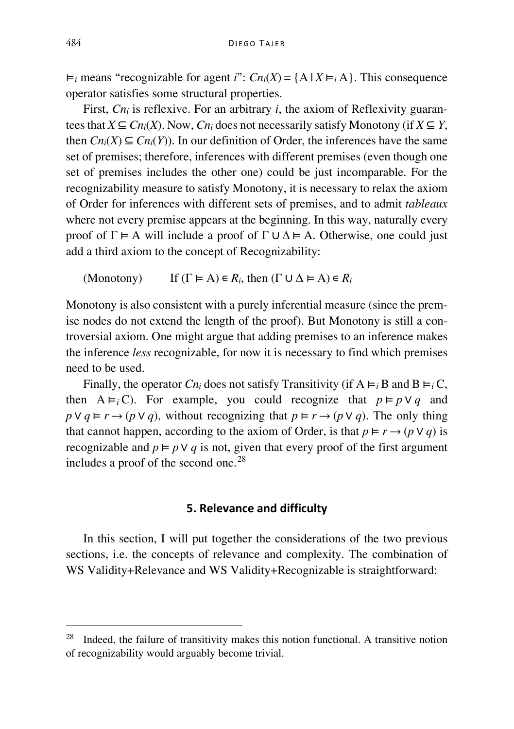$\vDash_i$ means "recognizable for agent $i$": $Cn_i(X) = \{A \mid X \vDash_i A\}$. This consequence operator satisfies some structural properties.

First, $Cn_i$ is reflexive. For an arbitrary $i$, the axiom of Reflexivity guarantees that $X \subseteq Cn_i(X)$. Now, $Cn_i$ does not necessarily satisfy Monotony (if $X \subseteq Y$, then $Cn_i(X) \subseteq Cn_i(Y)$). In our definition of Order, the inferences have the same set of premises; therefore, inferences with different premises (even though one set of premises includes the other one) could be just incomparable. For the recognizability measure to satisfy Monotony, it is necessary to relax the axiom of Order for inferences with different sets of premises, and to admit *tableaux* where not every premise appears at the beginning. In this way, naturally every proof of $\Gamma \vDash A$ will include a proof of $\Gamma \cup \Delta \vDash A$. Otherwise, one could just add a third axiom to the concept of Recognizability:

(Monotony) If $(\Gamma \vDash A) \in R_i$, then $(\Gamma \cup \Delta \vDash A) \in R_i$

Monotony is also consistent with a purely inferential measure (since the premise nodes do not extend the length of the proof). But Monotony is still a controversial axiom. One might argue that adding premises to an inference makes the inference *less* recognizable, for now it is necessary to find which premises need to be used.

Finally, the operator $Cn_i$ does not satisfy Transitivity (if $A \vDash_i B$ and $B \vDash_i C$, then $A \vDash_i C$). For example, you could recognize that $p \vDash p \vee q$ and $p \vee q \vDash r \rightarrow (p \vee q)$, without recognizing that $p \vDash r \rightarrow (p \vee q)$. The only thing that cannot happen, according to the axiom of Order, is that $p \vDash r \rightarrow (p \vee q)$ is recognizable and $p \vDash p \vee q$ is not, given that every proof of the first argument includes a proof of the second one.[28]

## 5. Relevance and difficulty

In this section, I will put together the considerations of the two previous sections, i.e. the concepts of relevance and complexity. The combination of WS Validity+Relevance and WS Validity+Recognizable is straightforward:

[28] Indeed, the failure of transitivity makes this notion functional. A transitive notion of recognizability would arguably become trivial.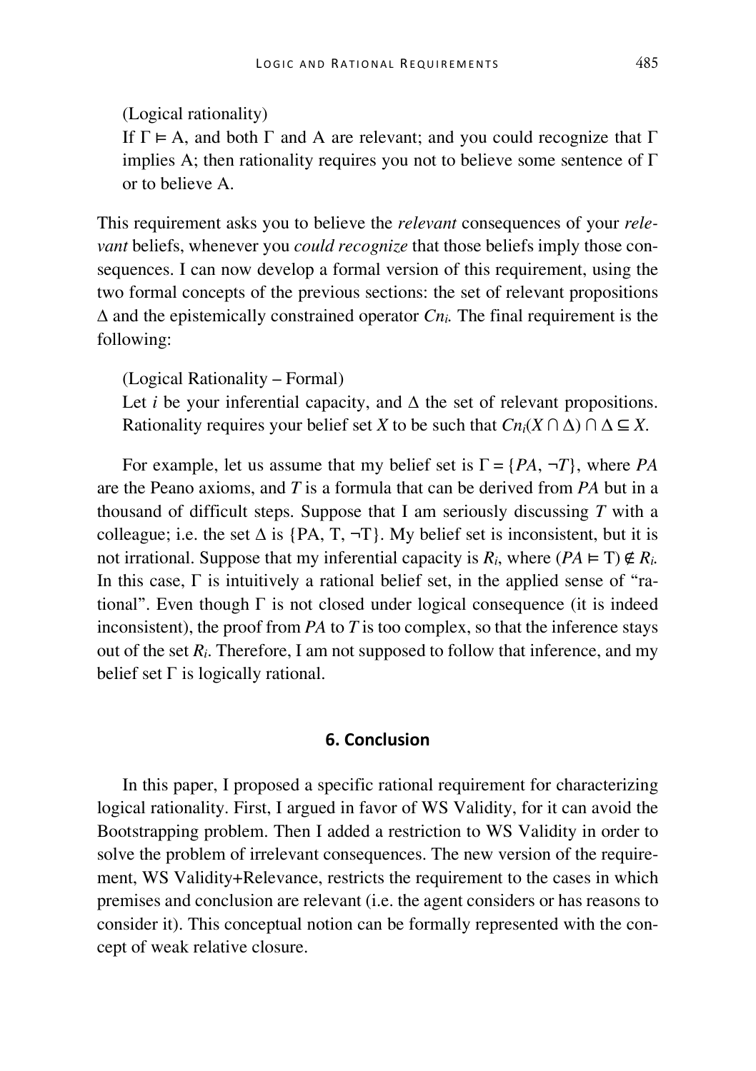(Logical rationality)

If $\Gamma \vDash A$, and both $\Gamma$ and A are relevant; and you could recognize that $\Gamma$ implies A; then rationality requires you not to believe some sentence of $\Gamma$ or to believe A.

This requirement asks you to believe the *relevant* consequences of your *relevant* beliefs, whenever you *could recognize* that those beliefs imply those consequences. I can now develop a formal version of this requirement, using the two formal concepts of the previous sections: the set of relevant propositions $\Delta$ and the epistemically constrained operator $Cn_i$. The final requirement is the following:

(Logical Rationality – Formal)

Let $i$ be your inferential capacity, and $\Delta$ the set of relevant propositions. Rationality requires your belief set $X$ to be such that $Cn_i(X \cap \Delta) \cap \Delta \subseteq X$.

For example, let us assume that my belief set is $\Gamma = \{PA, \neg T\}$, where $PA$ are the Peano axioms, and $T$ is a formula that can be derived from $PA$ but in a thousand of difficult steps. Suppose that I am seriously discussing $T$ with a colleague; i.e. the set $\Delta$ is $\{\text{PA}, \text{T}, \neg\text{T}\}$. My belief set is inconsistent, but it is not irrational. Suppose that my inferential capacity is $R_i$, where $(PA \vDash \text{T}) \notin R_i$. In this case, $\Gamma$ is intuitively a rational belief set, in the applied sense of "rational". Even though $\Gamma$ is not closed under logical consequence (it is indeed inconsistent), the proof from $PA$ to $T$ is too complex, so that the inference stays out of the set $R_i$. Therefore, I am not supposed to follow that inference, and my belief set $\Gamma$ is logically rational.

## 6. Conclusion

In this paper, I proposed a specific rational requirement for characterizing logical rationality. First, I argued in favor of WS Validity, for it can avoid the Bootstrapping problem. Then I added a restriction to WS Validity in order to solve the problem of irrelevant consequences. The new version of the requirement, WS Validity+Relevance, restricts the requirement to the cases in which premises and conclusion are relevant (i.e. the agent considers or has reasons to consider it). This conceptual notion can be formally represented with the concept of weak relative closure.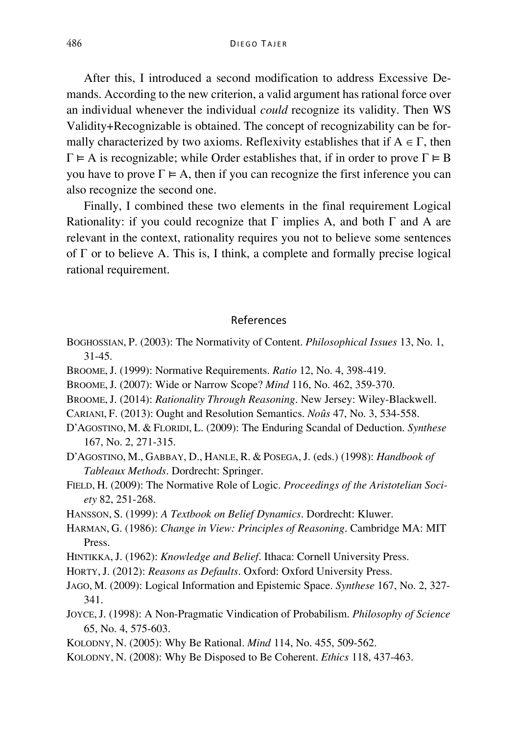After this, I introduced a second modification to address Excessive Demands. According to the new criterion, a valid argument has rational force over an individual whenever the individual *could* recognize its validity. Then WS Validity+Recognizable is obtained. The concept of recognizability can be formally characterized by two axioms. Reflexivity establishes that if $A \in \Gamma$, then $\Gamma \vDash A$ is recognizable; while Order establishes that, if in order to prove $\Gamma \vDash B$ you have to prove $\Gamma \vDash A$, then if you can recognize the first inference you can also recognize the second one.

Finally, I combined these two elements in the final requirement Logical Rationality: if you could recognize that $\Gamma$ implies A, and both $\Gamma$ and A are relevant in the context, rationality requires you not to believe some sentences of $\Gamma$ or to believe A. This is, I think, a complete and formally precise logical rational requirement.

## References

BOGHOSSIAN, P. (2003): The Normativity of Content. *Philosophical Issues* 13, No. 1, 31-45.

BROOME, J. (1999): Normative Requirements. *Ratio* 12, No. 4, 398-419.

BROOME, J. (2007): Wide or Narrow Scope? *Mind* 116, No. 462, 359-370.

BROOME, J. (2014): *Rationality Through Reasoning*. New Jersey: Wiley-Blackwell.

CARIANI, F. (2013): Ought and Resolution Semantics. *Noûs* 47, No. 3, 534-558.

D'AGOSTINO, M. & FLORIDI, L. (2009): The Enduring Scandal of Deduction. *Synthese* 167, No. 2, 271-315.

D'AGOSTINO, M., GABBAY, D., HANLE, R. & POSEGA, J. (eds.) (1998): *Handbook of Tableaux Methods*. Dordrecht: Springer.

FIELD, H. (2009): The Normative Role of Logic. *Proceedings of the Aristotelian Society* 82, 251-268.

HANSSON, S. (1999): *A Textbook on Belief Dynamics*. Dordrecht: Kluwer.

HARMAN, G. (1986): *Change in View: Principles of Reasoning*. Cambridge MA: MIT Press.

HINTIKKA, J. (1962): *Knowledge and Belief*. Ithaca: Cornell University Press.

HORTY, J. (2012): *Reasons as Defaults*. Oxford: Oxford University Press.

JAGO, M. (2009): Logical Information and Epistemic Space. *Synthese* 167, No. 2, 327-341.

JOYCE, J. (1998): A Non-Pragmatic Vindication of Probabilism. *Philosophy of Science* 65, No. 4, 575-603.

KOLODNY, N. (2005): Why Be Rational. *Mind* 114, No. 455, 509-562.

KOLODNY, N. (2008): Why Be Disposed to Be Coherent. *Ethics* 118, 437-463.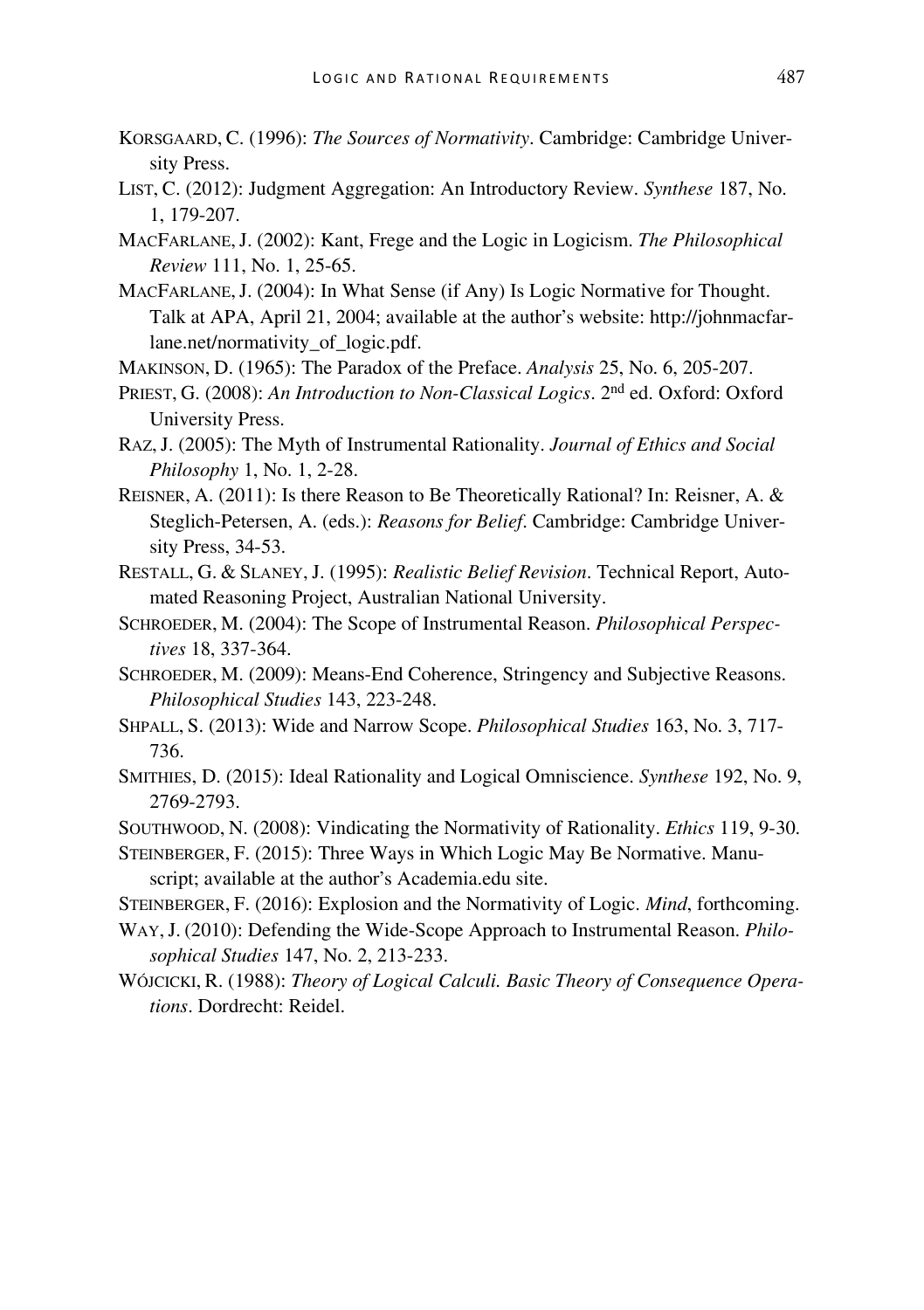KORSGAARD, C. (1996): *The Sources of Normativity*. Cambridge: Cambridge University Press.

LIST, C. (2012): Judgment Aggregation: An Introductory Review. *Synthese* 187, No. 1, 179-207.

MACFARLANE, J. (2002): Kant, Frege and the Logic in Logicism. *The Philosophical Review* 111, No. 1, 25-65.

MACFARLANE, J. (2004): In What Sense (if Any) Is Logic Normative for Thought. Talk at APA, April 21, 2004; available at the author's website: http://johnmacfarlane.net/normativity_of_logic.pdf.

MAKINSON, D. (1965): The Paradox of the Preface. *Analysis* 25, No. 6, 205-207.

PRIEST, G. (2008): *An Introduction to Non-Classical Logics*. 2nd ed. Oxford: Oxford University Press.

RAZ, J. (2005): The Myth of Instrumental Rationality. *Journal of Ethics and Social Philosophy* 1, No. 1, 2-28.

REISNER, A. (2011): Is there Reason to Be Theoretically Rational? In: Reisner, A. & Steglich-Petersen, A. (eds.): *Reasons for Belief*. Cambridge: Cambridge University Press, 34-53.

RESTALL, G. & SLANEY, J. (1995): *Realistic Belief Revision*. Technical Report, Automated Reasoning Project, Australian National University.

SCHROEDER, M. (2004): The Scope of Instrumental Reason. *Philosophical Perspectives* 18, 337-364.

SCHROEDER, M. (2009): Means-End Coherence, Stringency and Subjective Reasons. *Philosophical Studies* 143, 223-248.

SHPALL, S. (2013): Wide and Narrow Scope. *Philosophical Studies* 163, No. 3, 717-736.

SMITHIES, D. (2015): Ideal Rationality and Logical Omniscience. *Synthese* 192, No. 9, 2769-2793.

SOUTHWOOD, N. (2008): Vindicating the Normativity of Rationality. *Ethics* 119, 9-30.

STEINBERGER, F. (2015): Three Ways in Which Logic May Be Normative. Manuscript; available at the author's Academia.edu site.

STEINBERGER, F. (2016): Explosion and the Normativity of Logic. *Mind*, forthcoming.

WAY, J. (2010): Defending the Wide-Scope Approach to Instrumental Reason. *Philosophical Studies* 147, No. 2, 213-233.

WÓJCICKI, R. (1988): *Theory of Logical Calculi. Basic Theory of Consequence Operations*. Dordrecht: Reidel.